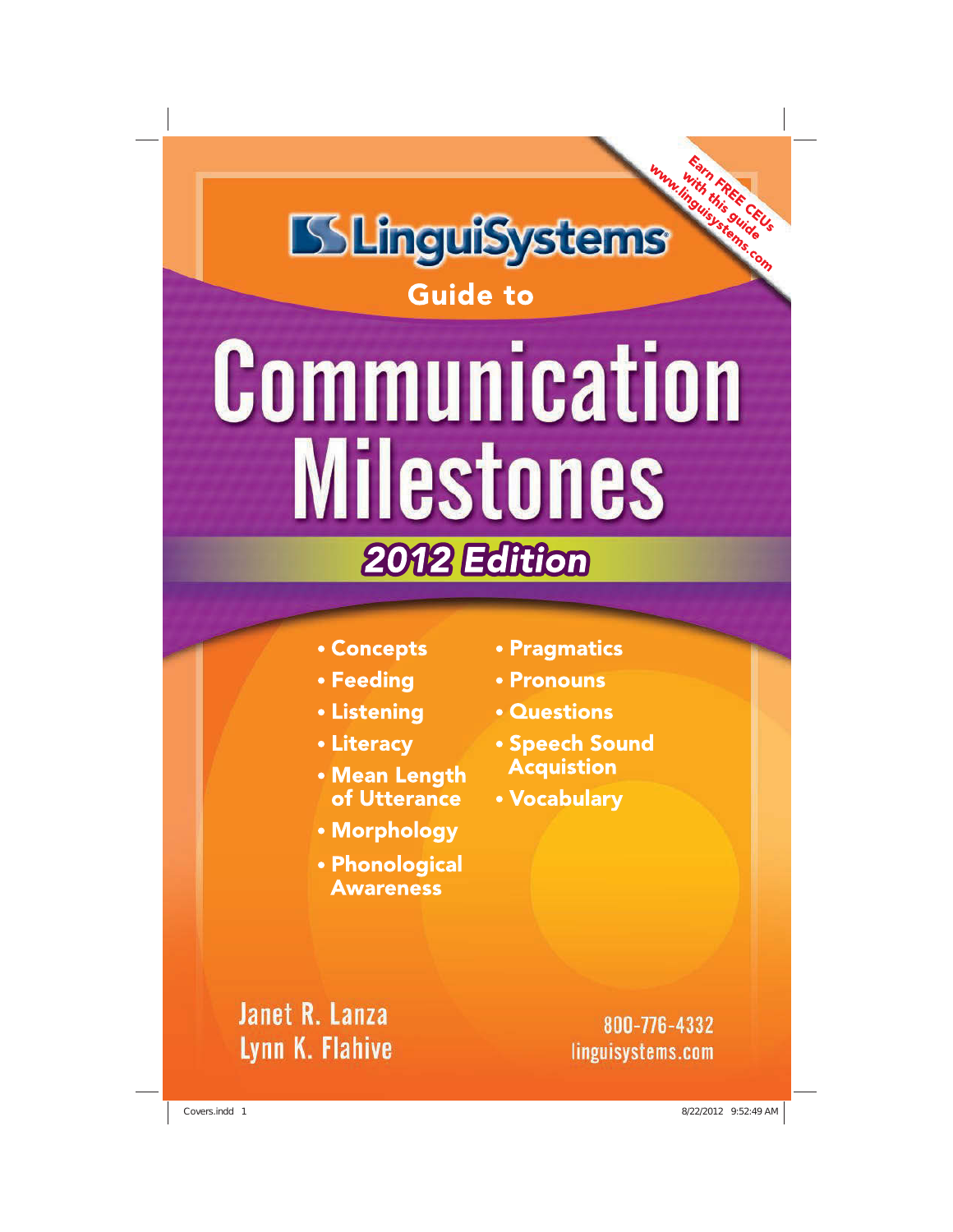Earn FREE CEUs with this guide
www.linguisystems.com

LinguiSystems

Guide to

# Communication Milestones

## 2012 Edition

- Concepts
- Feeding
- Listening
- Literacy
- Mean Length of Utterance
- Morphology
- Phonological Awareness
- Pragmatics
- Pronouns
- Questions
- Speech Sound Acquistion
- Vocabulary

Janet R. Lanza
Lynn K. Flahive

800-776-4332
linguisystems.com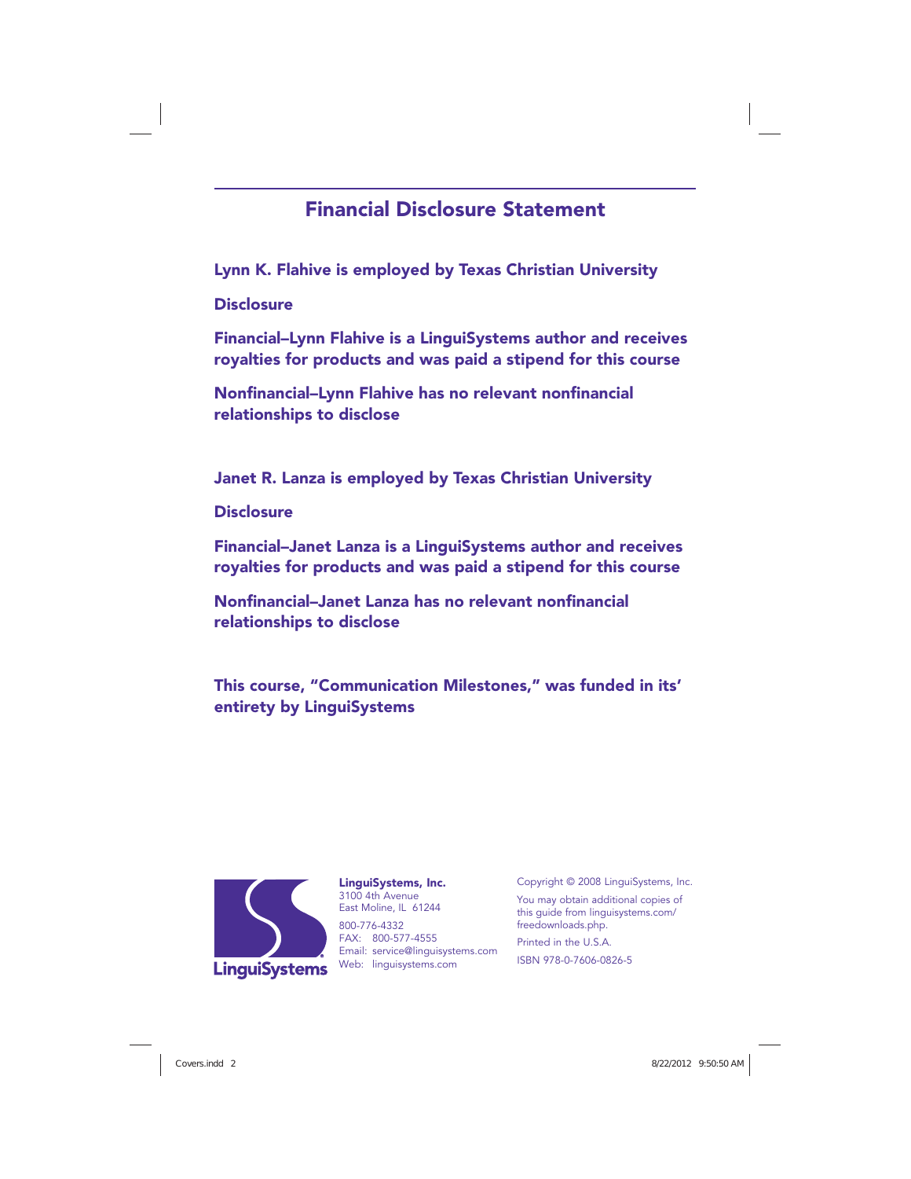## Financial Disclosure Statement

**Lynn K. Flahive is employed by Texas Christian University**

**Disclosure**

**Financial–Lynn Flahive is a LinguiSystems author and receives royalties for products and was paid a stipend for this course**

**Nonfinancial–Lynn Flahive has no relevant nonfinancial relationships to disclose**

**Janet R. Lanza is employed by Texas Christian University**

**Disclosure**

**Financial–Janet Lanza is a LinguiSystems author and receives royalties for products and was paid a stipend for this course**

**Nonfinancial–Janet Lanza has no relevant nonfinancial relationships to disclose**

**This course, "Communication Milestones," was funded in its' entirety by LinguiSystems**

LinguiSystems

**LinguiSystems, Inc.**
3100 4th Avenue
East Moline, IL 61244

800-776-4332
FAX: 800-577-4555
Email: service@linguisystems.com
Web: linguisystems.com

Copyright © 2008 LinguiSystems, Inc.

You may obtain additional copies of this guide from linguisystems.com/freedownloads.php.

Printed in the U.S.A.

ISBN 978-0-7606-0826-5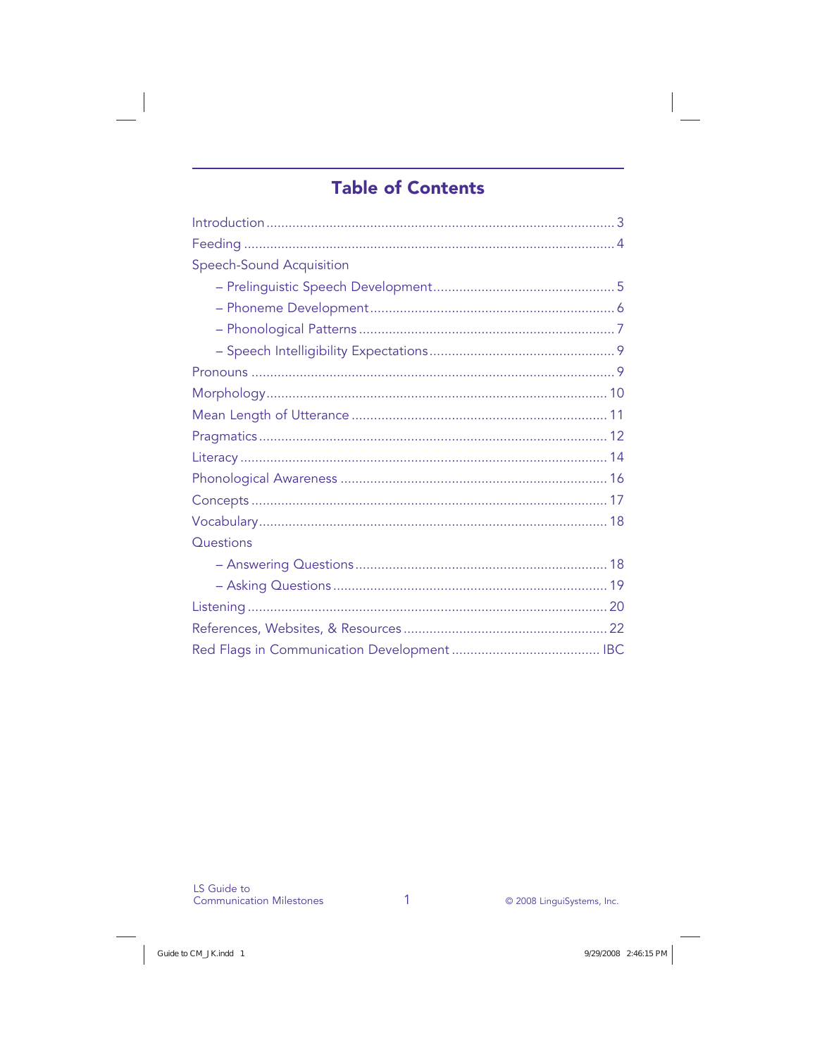## Table of Contents

- Introduction ........ 3
- Feeding ........ 4
- Speech-Sound Acquisition
  - – Prelinguistic Speech Development ........ 5
  - – Phoneme Development ........ 6
  - – Phonological Patterns ........ 7
  - – Speech Intelligibility Expectations ........ 9
- Pronouns ........ 9
- Morphology ........ 10
- Mean Length of Utterance ........ 11
- Pragmatics ........ 12
- Literacy ........ 14
- Phonological Awareness ........ 16
- Concepts ........ 17
- Vocabulary ........ 18
- Questions
  - – Answering Questions ........ 18
  - – Asking Questions ........ 19
- Listening ........ 20
- References, Websites, & Resources ........ 22
- Red Flags in Communication Development ........ IBC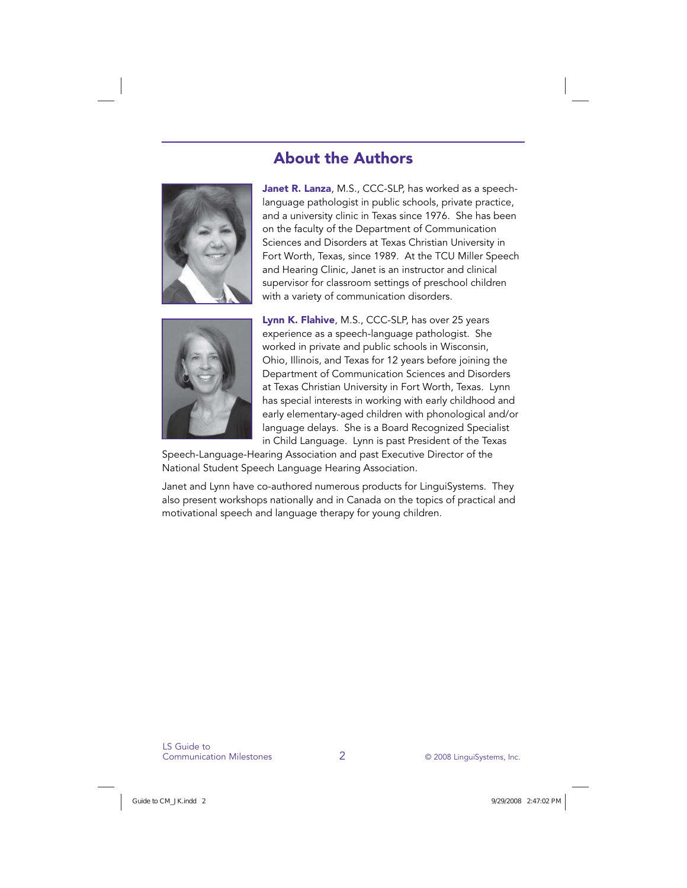## About the Authors

**Janet R. Lanza**, M.S., CCC-SLP, has worked as a speech-language pathologist in public schools, private practice, and a university clinic in Texas since 1976. She has been on the faculty of the Department of Communication Sciences and Disorders at Texas Christian University in Fort Worth, Texas, since 1989. At the TCU Miller Speech and Hearing Clinic, Janet is an instructor and clinical supervisor for classroom settings of preschool children with a variety of communication disorders.

**Lynn K. Flahive**, M.S., CCC-SLP, has over 25 years experience as a speech-language pathologist. She worked in private and public schools in Wisconsin, Ohio, Illinois, and Texas for 12 years before joining the Department of Communication Sciences and Disorders at Texas Christian University in Fort Worth, Texas. Lynn has special interests in working with early childhood and early elementary-aged children with phonological and/or language delays. She is a Board Recognized Specialist in Child Language. Lynn is past President of the Texas Speech-Language-Hearing Association and past Executive Director of the National Student Speech Language Hearing Association.

Janet and Lynn have co-authored numerous products for LinguiSystems. They also present workshops nationally and in Canada on the topics of practical and motivational speech and language therapy for young children.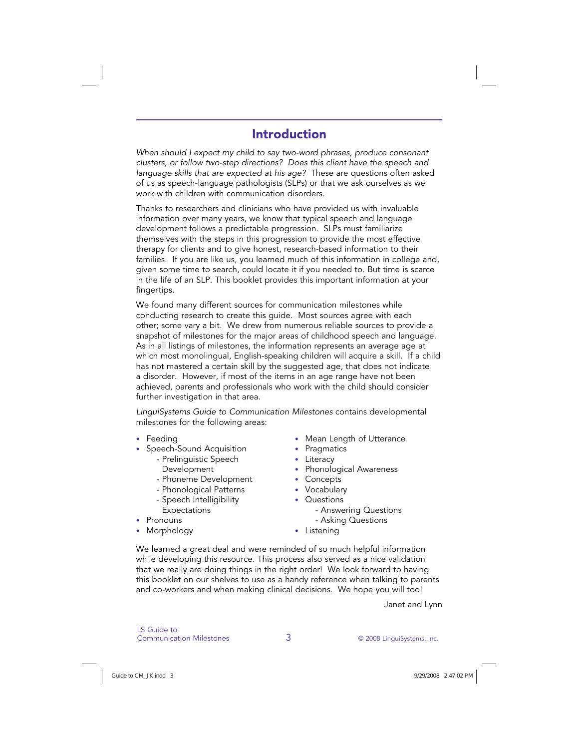## Introduction

*When should I expect my child to say two-word phrases, produce consonant clusters, or follow two-step directions? Does this client have the speech and language skills that are expected at his age?* These are questions often asked of us as speech-language pathologists (SLPs) or that we ask ourselves as we work with children with communication disorders.

Thanks to researchers and clinicians who have provided us with invaluable information over many years, we know that typical speech and language development follows a predictable progression. SLPs must familiarize themselves with the steps in this progression to provide the most effective therapy for clients and to give honest, research-based information to their families. If you are like us, you learned much of this information in college and, given some time to search, could locate it if you needed to. But time is scarce in the life of an SLP. This booklet provides this important information at your fingertips.

We found many different sources for communication milestones while conducting research to create this guide. Most sources agree with each other; some vary a bit. We drew from numerous reliable sources to provide a snapshot of milestones for the major areas of childhood speech and language. As in all listings of milestones, the information represents an average age at which most monolingual, English-speaking children will acquire a skill. If a child has not mastered a certain skill by the suggested age, that does not indicate a disorder. However, if most of the items in an age range have not been achieved, parents and professionals who work with the child should consider further investigation in that area.

*LinguiSystems Guide to Communication Milestones* contains developmental milestones for the following areas:

- Feeding
- Speech-Sound Acquisition
  - Prelinguistic Speech Development
  - Phoneme Development
  - Phonological Patterns
  - Speech Intelligibility Expectations
- Pronouns
- Morphology
- Mean Length of Utterance
- Pragmatics
- Literacy
- Phonological Awareness
- Concepts
- Vocabulary
- Questions
  - Answering Questions
  - Asking Questions
- Listening

We learned a great deal and were reminded of so much helpful information while developing this resource. This process also served as a nice validation that we really are doing things in the right order! We look forward to having this booklet on our shelves to use as a handy reference when talking to parents and co-workers and when making clinical decisions. We hope you will too!

Janet and Lynn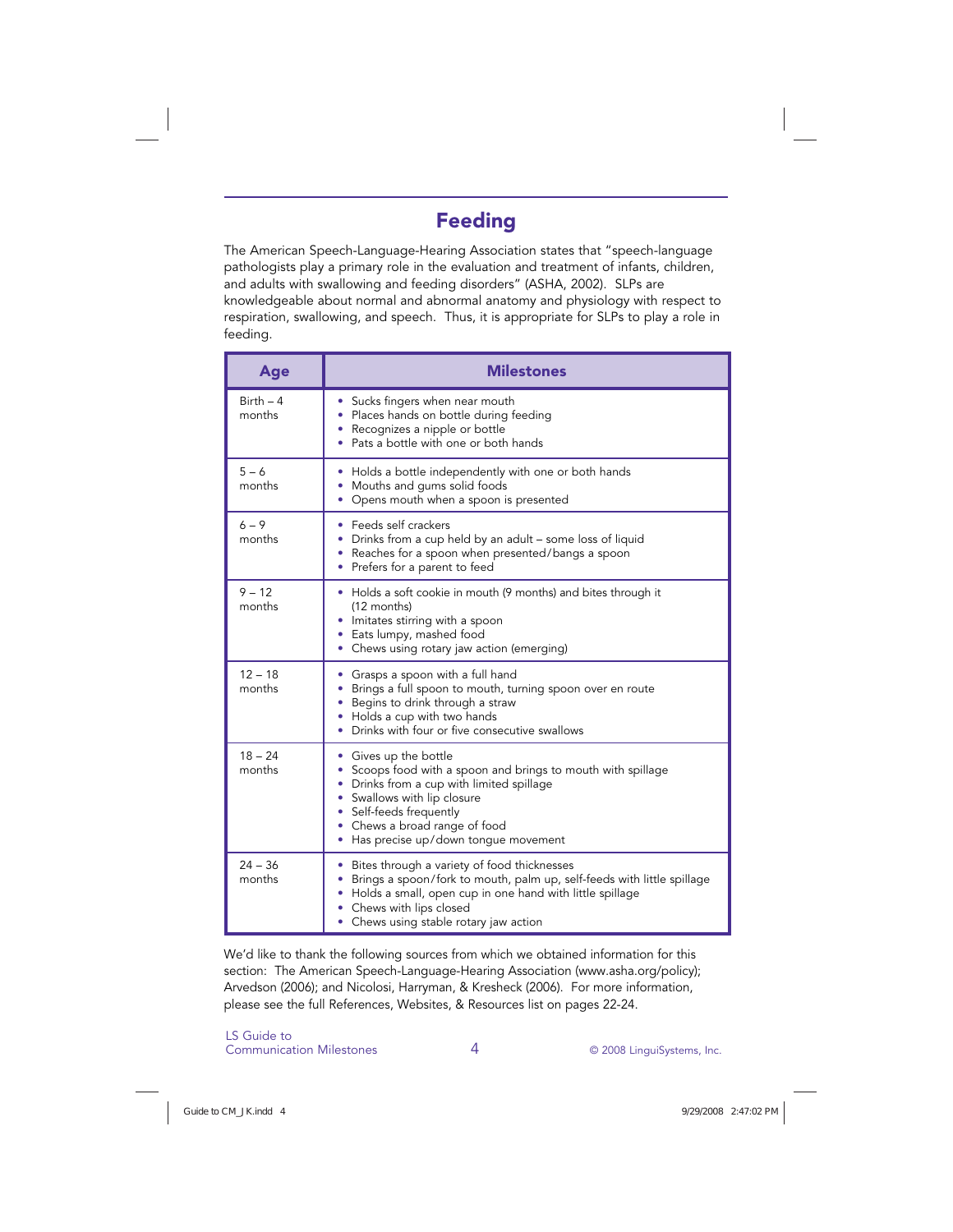# Feeding

The American Speech-Language-Hearing Association states that "speech-language pathologists play a primary role in the evaluation and treatment of infants, children, and adults with swallowing and feeding disorders" (ASHA, 2002). SLPs are knowledgeable about normal and abnormal anatomy and physiology with respect to respiration, swallowing, and speech. Thus, it is appropriate for SLPs to play a role in feeding.

| Age | Milestones |
|---|---|
| Birth – 4 months | • Sucks fingers when near mouth<br>• Places hands on bottle during feeding<br>• Recognizes a nipple or bottle<br>• Pats a bottle with one or both hands |
| 5 – 6 months | • Holds a bottle independently with one or both hands<br>• Mouths and gums solid foods<br>• Opens mouth when a spoon is presented |
| 6 – 9 months | • Feeds self crackers<br>• Drinks from a cup held by an adult – some loss of liquid<br>• Reaches for a spoon when presented/bangs a spoon<br>• Prefers for a parent to feed |
| 9 – 12 months | • Holds a soft cookie in mouth (9 months) and bites through it (12 months)<br>• Imitates stirring with a spoon<br>• Eats lumpy, mashed food<br>• Chews using rotary jaw action (emerging) |
| 12 – 18 months | • Grasps a spoon with a full hand<br>• Brings a full spoon to mouth, turning spoon over en route<br>• Begins to drink through a straw<br>• Holds a cup with two hands<br>• Drinks with four or five consecutive swallows |
| 18 – 24 months | • Gives up the bottle<br>• Scoops food with a spoon and brings to mouth with spillage<br>• Drinks from a cup with limited spillage<br>• Swallows with lip closure<br>• Self-feeds frequently<br>• Chews a broad range of food<br>• Has precise up/down tongue movement |
| 24 – 36 months | • Bites through a variety of food thicknesses<br>• Brings a spoon/fork to mouth, palm up, self-feeds with little spillage<br>• Holds a small, open cup in one hand with little spillage<br>• Chews with lips closed<br>• Chews using stable rotary jaw action |

We'd like to thank the following sources from which we obtained information for this section: The American Speech-Language-Hearing Association (www.asha.org/policy); Arvedson (2006); and Nicolosi, Harryman, & Kresheck (2006). For more information, please see the full References, Websites, & Resources list on pages 22-24.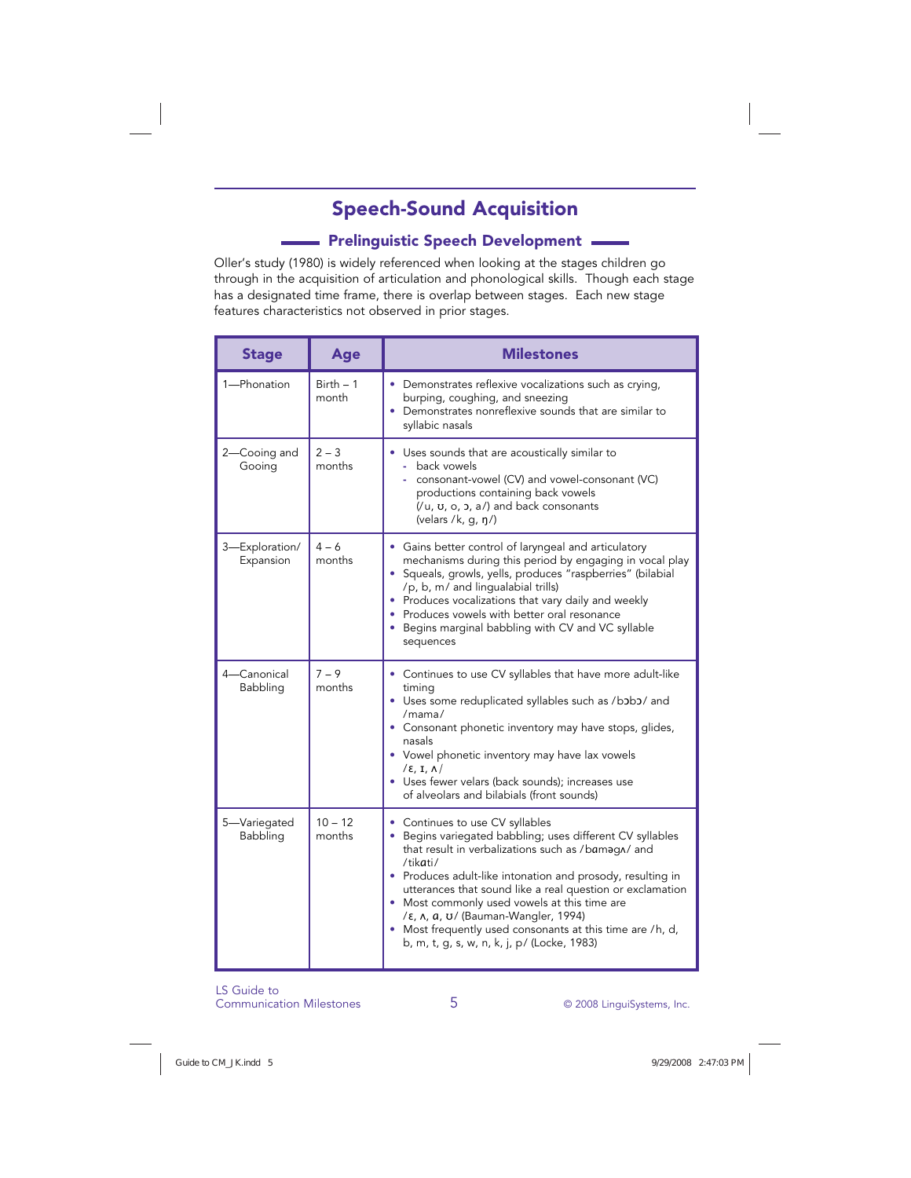# Speech-Sound Acquisition

## Prelinguistic Speech Development

Oller's study (1980) is widely referenced when looking at the stages children go through in the acquisition of articulation and phonological skills. Though each stage has a designated time frame, there is overlap between stages. Each new stage features characteristics not observed in prior stages.

| Stage | Age | Milestones |
| --- | --- | --- |
| 1—Phonation | Birth – 1 month | • Demonstrates reflexive vocalizations such as crying, burping, coughing, and sneezing<br>• Demonstrates nonreflexive sounds that are similar to syllabic nasals |
| 2—Cooing and Gooing | 2 – 3 months | • Uses sounds that are acoustically similar to<br>- back vowels<br>- consonant-vowel (CV) and vowel-consonant (VC) productions containing back vowels (/u, ʊ, o, ɔ, a/) and back consonants (velars /k, g, ŋ/) |
| 3—Exploration/ Expansion | 4 – 6 months | • Gains better control of laryngeal and articulatory mechanisms during this period by engaging in vocal play<br>• Squeals, growls, yells, produces "raspberries" (bilabial /p, b, m/ and lingualabial trills)<br>• Produces vocalizations that vary daily and weekly<br>• Produces vowels with better oral resonance<br>• Begins marginal babbling with CV and VC syllable sequences |
| 4—Canonical Babbling | 7 – 9 months | • Continues to use CV syllables that have more adult-like timing<br>• Uses some reduplicated syllables such as /bɔbɔ/ and /mama/<br>• Consonant phonetic inventory may have stops, glides, nasals<br>• Vowel phonetic inventory may have lax vowels /ɛ, ɪ, ʌ/<br>• Uses fewer velars (back sounds); increases use of alveolars and bilabials (front sounds) |
| 5—Variegated Babbling | 10 – 12 months | • Continues to use CV syllables<br>• Begins variegated babbling; uses different CV syllables that result in verbalizations such as /bɑməgʌ/ and /tikɑti/<br>• Produces adult-like intonation and prosody, resulting in utterances that sound like a real question or exclamation<br>• Most commonly used vowels at this time are /ɛ, ʌ, ɑ, ʊ/ (Bauman-Wangler, 1994)<br>• Most frequently used consonants at this time are /h, d, b, m, t, g, s, w, n, k, j, p/ (Locke, 1983) |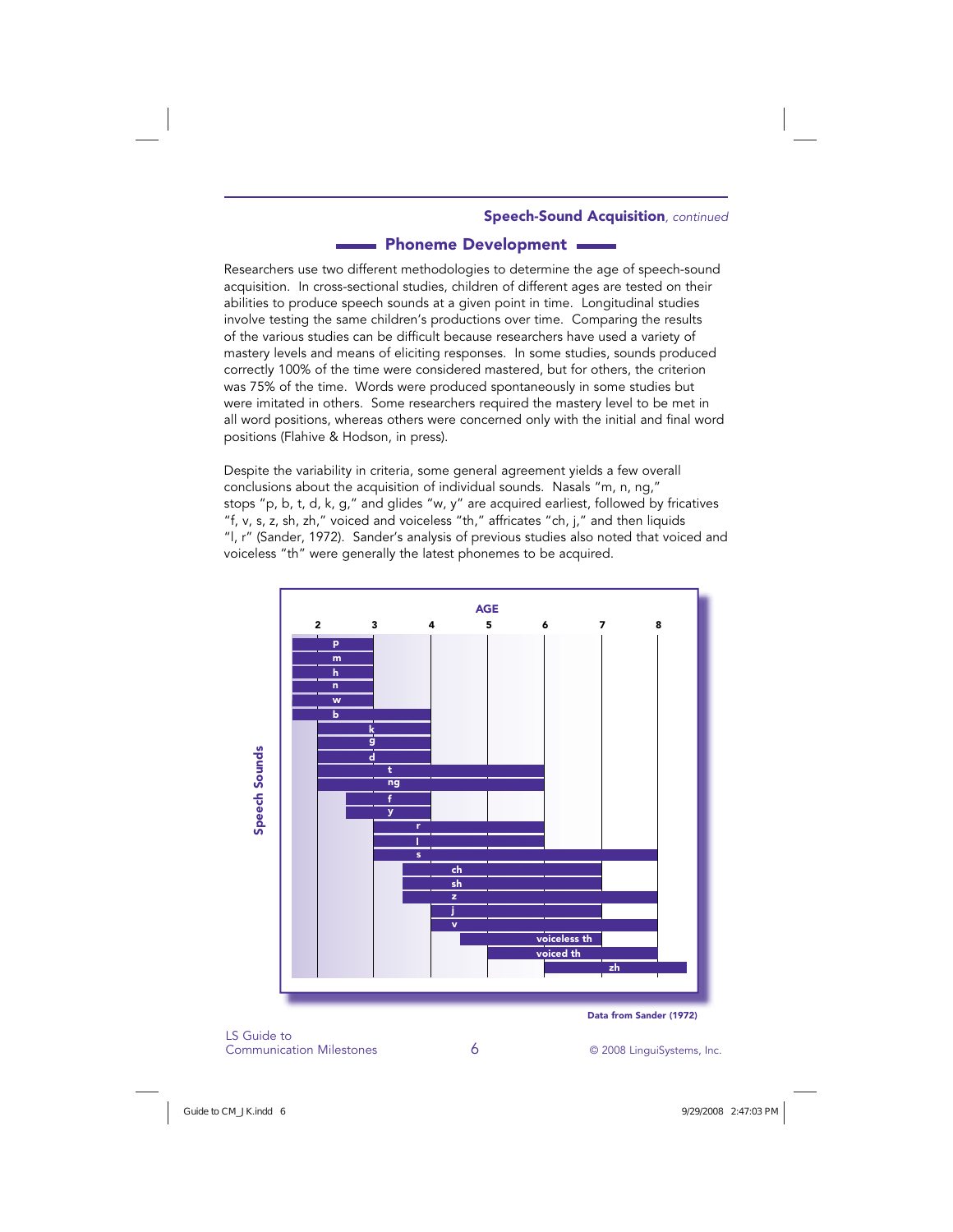## Phoneme Development

Researchers use two different methodologies to determine the age of speech-sound acquisition. In cross-sectional studies, children of different ages are tested on their abilities to produce speech sounds at a given point in time. Longitudinal studies involve testing the same children's productions over time. Comparing the results of the various studies can be difficult because researchers have used a variety of mastery levels and means of eliciting responses. In some studies, sounds produced correctly 100% of the time were considered mastered, but for others, the criterion was 75% of the time. Words were produced spontaneously in some studies but were imitated in others. Some researchers required the mastery level to be met in all word positions, whereas others were concerned only with the initial and final word positions (Flahive & Hodson, in press).

Despite the variability in criteria, some general agreement yields a few overall conclusions about the acquisition of individual sounds. Nasals "m, n, ng," stops "p, b, t, d, k, g," and glides "w, y" are acquired earliest, followed by fricatives "f, v, s, z, sh, zh," voiced and voiceless "th," affricates "ch, j," and then liquids "l, r" (Sander, 1972). Sander's analysis of previous studies also noted that voiced and voiceless "th" were generally the latest phonemes to be acquired.

| Speech Sounds | Bar begins (AGE) | Bar ends (AGE) |
|---|---|---|
| p | before 2 | 3 |
| m | before 2 | 3 |
| h | before 2 | 3 |
| n | before 2 | 3 |
| w | before 2 | 3 |
| b | before 2 | 4 |
| k | 2 | 4 |
| g | 2 | 4 |
| d | 2 | 4 |
| t | 2 | 6 |
| ng | 2 | 6 |
| f | 2½ | 4 |
| y | 2½ | 4 |
| r | 3 | 6 |
| l | 3 | 6 |
| s | 3 | 8 |
| ch | 3½ | 7 |
| sh | 3½ | 7 |
| z | 3½ | 8 |
| j | 4 | 7 |
| v | 4 | 8 |
| voiceless th | 4½ | 7 |
| voiced th | 5 | 8 |
| zh | 6 | after 8 |

Data from Sander (1972)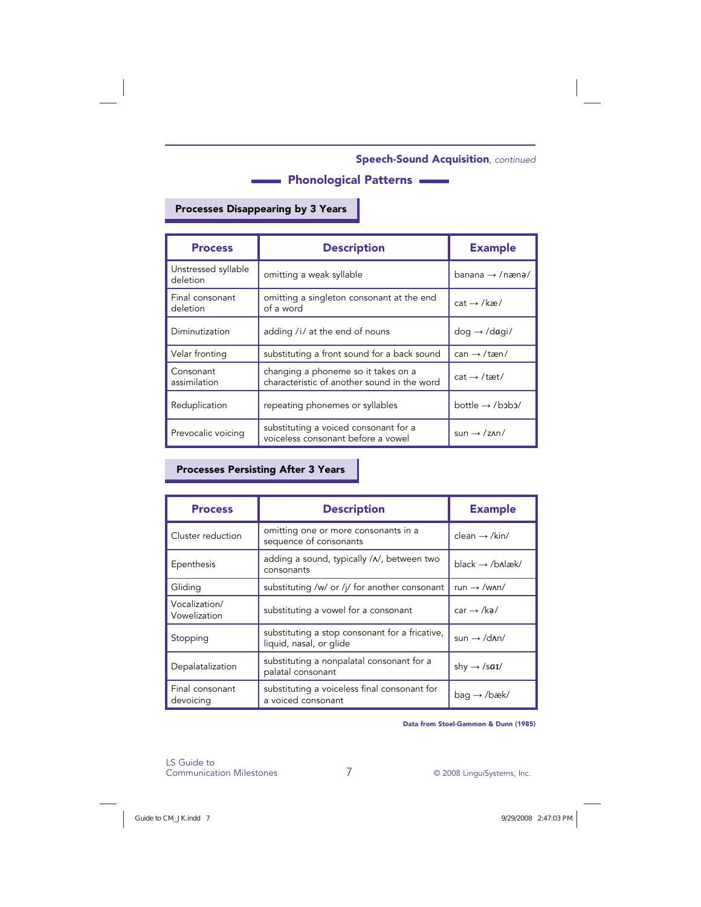**Speech-Sound Acquisition**, *continued*

## Phonological Patterns

### Processes Disappearing by 3 Years

| Process | Description | Example |
|---|---|---|
| Unstressed syllable deletion | omitting a weak syllable | banana → /nænə/ |
| Final consonant deletion | omitting a singleton consonant at the end of a word | cat → /kæ/ |
| Diminutization | adding /i/ at the end of nouns | dog → /dɑgi/ |
| Velar fronting | substituting a front sound for a back sound | can → /tæn/ |
| Consonant assimilation | changing a phoneme so it takes on a characteristic of another sound in the word | cat → /tæt/ |
| Reduplication | repeating phonemes or syllables | bottle → /bɔbɔ/ |
| Prevocalic voicing | substituting a voiced consonant for a voiceless consonant before a vowel | sun → /zʌn/ |

### Processes Persisting After 3 Years

| Process | Description | Example |
|---|---|---|
| Cluster reduction | omitting one or more consonants in a sequence of consonants | clean → /kin/ |
| Epenthesis | adding a sound, typically /ʌ/, between two consonants | black → /bʌlæk/ |
| Gliding | substituting /w/ or /j/ for another consonant | run → /wʌn/ |
| Vocalization/ Vowelization | substituting a vowel for a consonant | car → /kə/ |
| Stopping | substituting a stop consonant for a fricative, liquid, nasal, or glide | sun → /dʌn/ |
| Depalatalization | substituting a nonpalatal consonant for a palatal consonant | shy → /saɪ/ |
| Final consonant devoicing | substituting a voiceless final consonant for a voiced consonant | bag → /bæk/ |

**Data from Stoel-Gammon & Dunn (1985)**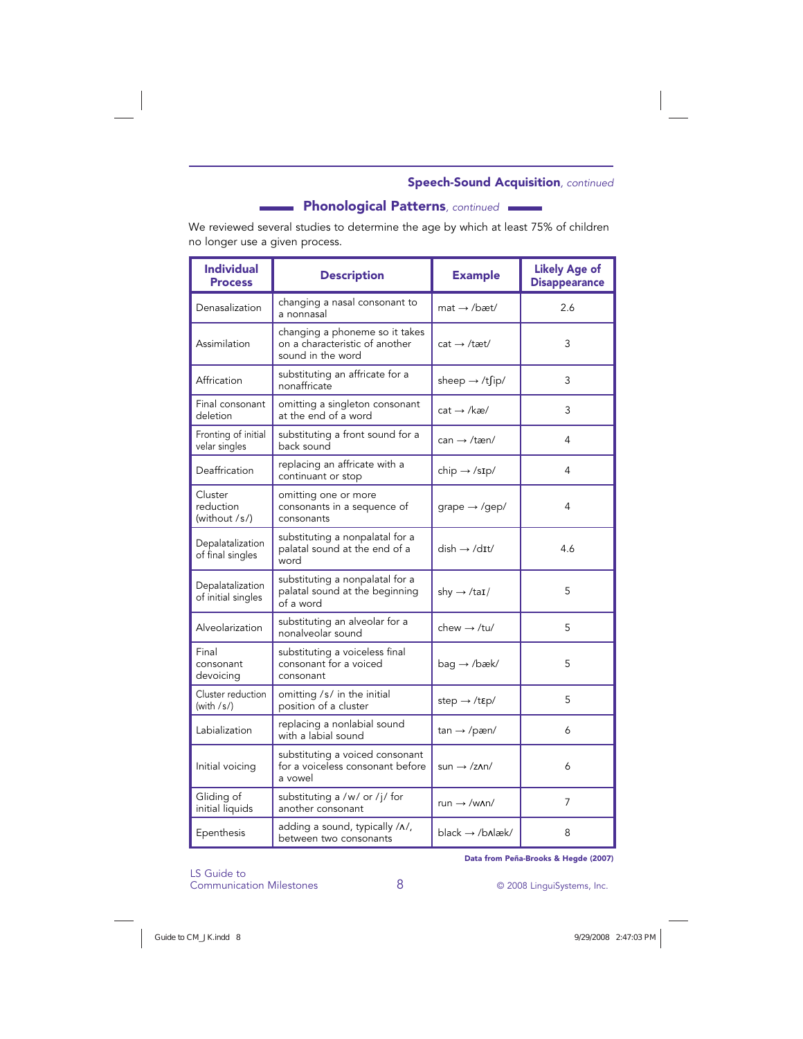## Speech-Sound Acquisition, *continued*

### Phonological Patterns, *continued*

We reviewed several studies to determine the age by which at least 75% of children no longer use a given process.

| Individual Process | Description | Example | Likely Age of Disappearance |
|---|---|---|---|
| Denasalization | changing a nasal consonant to a nonnasal | mat → /bæt/ | 2.6 |
| Assimilation | changing a phoneme so it takes on a characteristic of another sound in the word | cat → /tæt/ | 3 |
| Affrication | substituting an affricate for a nonaffricate | sheep → /tʃip/ | 3 |
| Final consonant deletion | omitting a singleton consonant at the end of a word | cat → /kæ/ | 3 |
| Fronting of initial velar singles | substituting a front sound for a back sound | can → /tæn/ | 4 |
| Deaffrication | replacing an affricate with a continuant or stop | chip → /sɪp/ | 4 |
| Cluster reduction (without /s/) | omitting one or more consonants in a sequence of consonants | grape → /gep/ | 4 |
| Depalatalization of final singles | substituting a nonpalatal for a palatal sound at the end of a word | dish → /dɪt/ | 4.6 |
| Depalatalization of initial singles | substituting a nonpalatal for a palatal sound at the beginning of a word | shy → /taɪ/ | 5 |
| Alveolarization | substituting an alveolar for a nonalveolar sound | chew → /tu/ | 5 |
| Final consonant devoicing | substituting a voiceless final consonant for a voiced consonant | bag → /bæk/ | 5 |
| Cluster reduction (with /s/) | omitting /s/ in the initial position of a cluster | step → /tɛp/ | 5 |
| Labialization | replacing a nonlabial sound with a labial sound | tan → /pæn/ | 6 |
| Initial voicing | substituting a voiced consonant for a voiceless consonant before a vowel | sun → /zʌn/ | 6 |
| Gliding of initial liquids | substituting a /w/ or /j/ for another consonant | run → /wʌn/ | 7 |
| Epenthesis | adding a sound, typically /ʌ/, between two consonants | black → /bʌlæk/ | 8 |

**Data from Peña-Brooks & Hegde (2007)**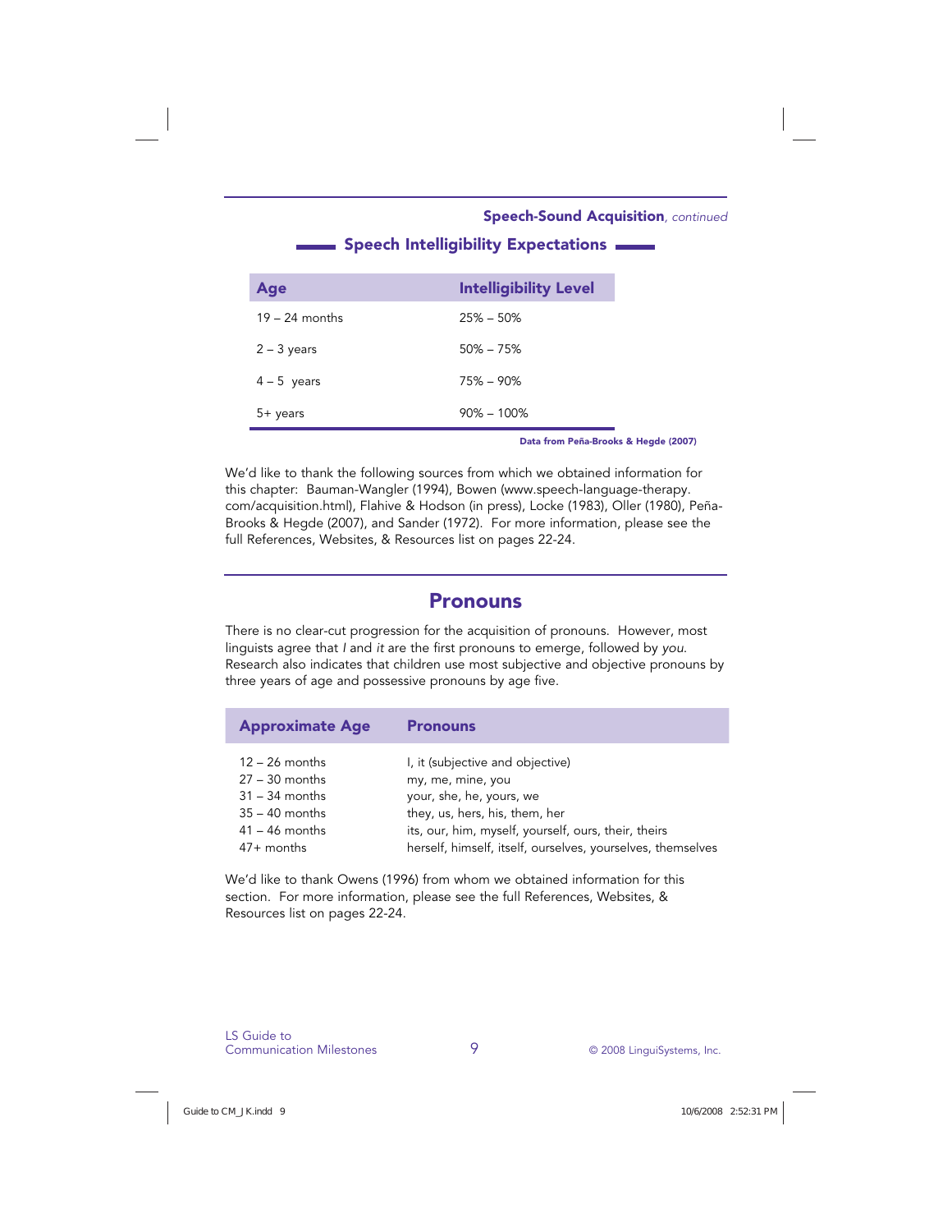**Speech-Sound Acquisition**, *continued*

### Speech Intelligibility Expectations

| Age | Intelligibility Level |
|---|---|
| 19 – 24 months | 25% – 50% |
| 2 – 3 years | 50% – 75% |
| 4 – 5 years | 75% – 90% |
| 5+ years | 90% – 100% |

**Data from Peña-Brooks & Hegde (2007)**

We'd like to thank the following sources from which we obtained information for this chapter: Bauman-Wangler (1994), Bowen (www.speech-language-therapy.com/acquisition.html), Flahive & Hodson (in press), Locke (1983), Oller (1980), Peña-Brooks & Hegde (2007), and Sander (1972). For more information, please see the full References, Websites, & Resources list on pages 22-24.

## Pronouns

There is no clear-cut progression for the acquisition of pronouns. However, most linguists agree that *I* and *it* are the first pronouns to emerge, followed by *you*. Research also indicates that children use most subjective and objective pronouns by three years of age and possessive pronouns by age five.

| Approximate Age | Pronouns |
|---|---|
| 12 – 26 months | I, it (subjective and objective) |
| 27 – 30 months | my, me, mine, you |
| 31 – 34 months | your, she, he, yours, we |
| 35 – 40 months | they, us, hers, his, them, her |
| 41 – 46 months | its, our, him, myself, yourself, ours, their, theirs |
| 47+ months | herself, himself, itself, ourselves, yourselves, themselves |

We'd like to thank Owens (1996) from whom we obtained information for this section. For more information, please see the full References, Websites, & Resources list on pages 22-24.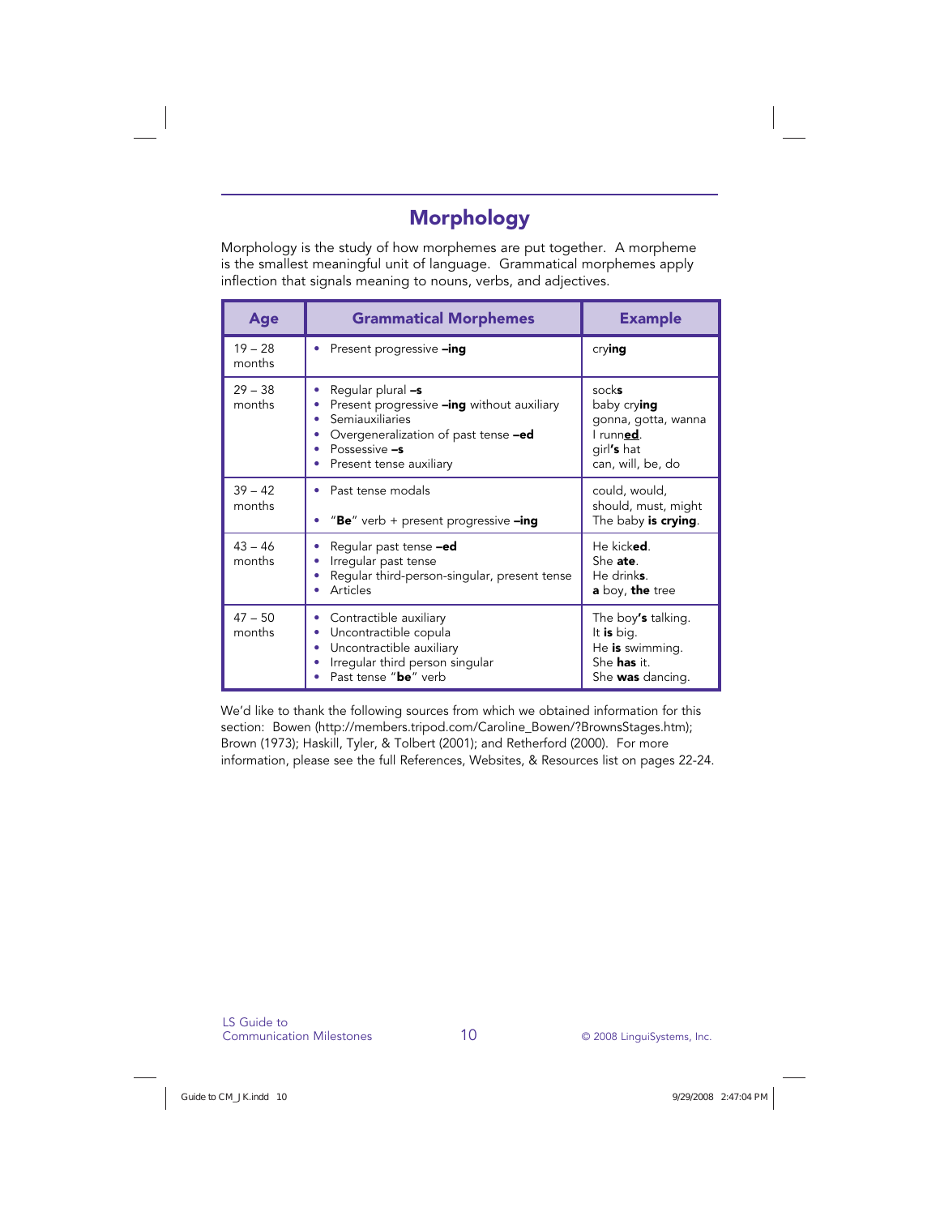# Morphology

Morphology is the study of how morphemes are put together. A morpheme is the smallest meaningful unit of language. Grammatical morphemes apply inflection that signals meaning to nouns, verbs, and adjectives.

| Age | Grammatical Morphemes | Example |
|---|---|---|
| 19 – 28 months | • Present progressive **–ing** | cry**ing** |
| 29 – 38 months | • Regular plural **–s**<br>• Present progressive **–ing** without auxiliary<br>• Semiauxiliaries<br>• Overgeneralization of past tense **–ed**<br>• Possessive **–s**<br>• Present tense auxiliary | sock**s**<br>baby cry**ing**<br>gonna, gotta, wanna<br>I runn**<u>ed</u>**.<br>girl**'s** hat<br>can, will, be, do |
| 39 – 42 months | • Past tense modals<br><br>• "**Be**" verb + present progressive **–ing** | could, would, should, must, might<br>The baby **is crying**. |
| 43 – 46 months | • Regular past tense **–ed**<br>• Irregular past tense<br>• Regular third-person-singular, present tense<br>• Articles | He kick**ed**.<br>She **ate**.<br>He drink**s**.<br>**a** boy, **the** tree |
| 47 – 50 months | • Contractible auxiliary<br>• Uncontractible copula<br>• Uncontractible auxiliary<br>• Irregular third person singular<br>• Past tense "**be**" verb | The boy**'s** talking.<br>It **is** big.<br>He **is** swimming.<br>She **has** it.<br>She **was** dancing. |

We'd like to thank the following sources from which we obtained information for this section: Bowen (http://members.tripod.com/Caroline_Bowen/?BrownsStages.htm); Brown (1973); Haskill, Tyler, & Tolbert (2001); and Retherford (2000). For more information, please see the full References, Websites, & Resources list on pages 22-24.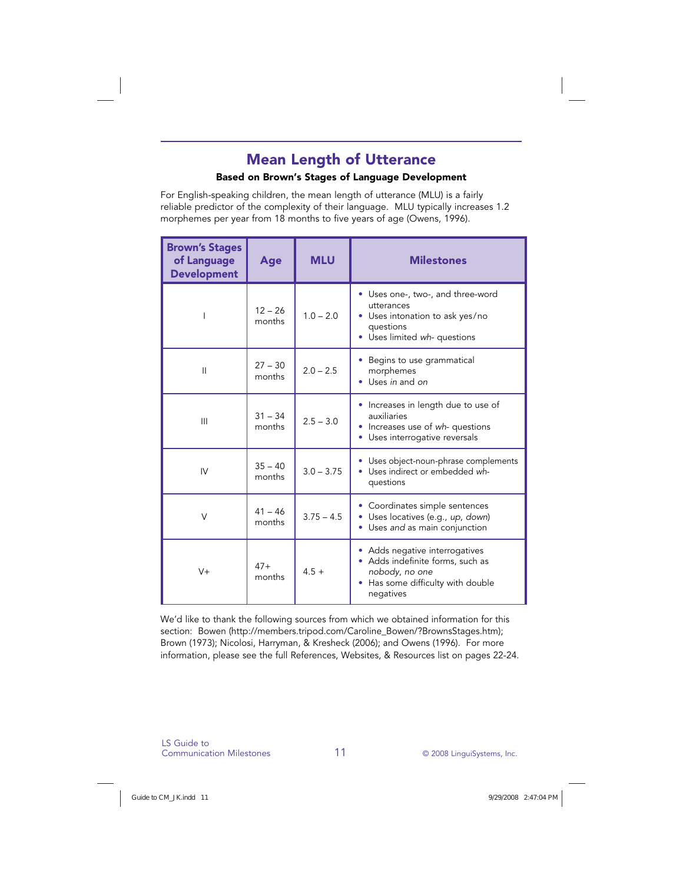# Mean Length of Utterance

**Based on Brown's Stages of Language Development**

For English-speaking children, the mean length of utterance (MLU) is a fairly reliable predictor of the complexity of their language. MLU typically increases 1.2 morphemes per year from 18 months to five years of age (Owens, 1996).

| Brown's Stages of Language Development | Age | MLU | Milestones |
|---|---|---|---|
| I | 12 – 26 months | 1.0 – 2.0 | • Uses one-, two-, and three-word utterances<br>• Uses intonation to ask yes/no questions<br>• Uses limited *wh-* questions |
| II | 27 – 30 months | 2.0 – 2.5 | • Begins to use grammatical morphemes<br>• Uses *in* and *on* |
| III | 31 – 34 months | 2.5 – 3.0 | • Increases in length due to use of auxiliaries<br>• Increases use of *wh-* questions<br>• Uses interrogative reversals |
| IV | 35 – 40 months | 3.0 – 3.75 | • Uses object-noun-phrase complements<br>• Uses indirect or embedded *wh-* questions |
| V | 41 – 46 months | 3.75 – 4.5 | • Coordinates simple sentences<br>• Uses locatives (e.g., *up, down*)<br>• Uses *and* as main conjunction |
| V+ | 47+ months | 4.5 + | • Adds negative interrogatives<br>• Adds indefinite forms, such as *nobody, no one*<br>• Has some difficulty with double negatives |

We'd like to thank the following sources from which we obtained information for this section: Bowen (http://members.tripod.com/Caroline_Bowen/?BrownsStages.htm); Brown (1973); Nicolosi, Harryman, & Kresheck (2006); and Owens (1996). For more information, please see the full References, Websites, & Resources list on pages 22-24.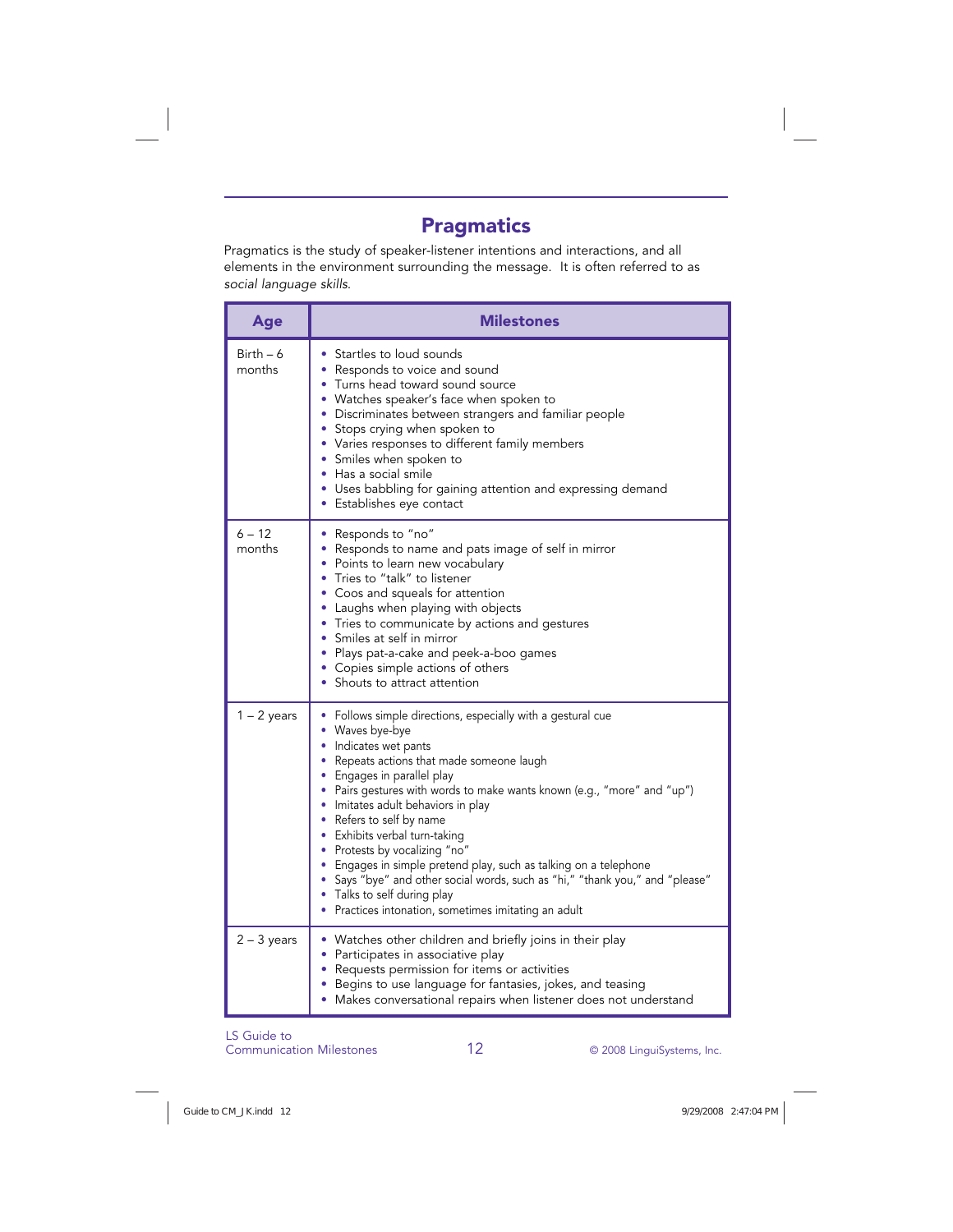## Pragmatics

Pragmatics is the study of speaker-listener intentions and interactions, and all elements in the environment surrounding the message. It is often referred to as *social language skills*.

| Age | Milestones |
|---|---|
| Birth – 6 months | • Startles to loud sounds<br>• Responds to voice and sound<br>• Turns head toward sound source<br>• Watches speaker's face when spoken to<br>• Discriminates between strangers and familiar people<br>• Stops crying when spoken to<br>• Varies responses to different family members<br>• Smiles when spoken to<br>• Has a social smile<br>• Uses babbling for gaining attention and expressing demand<br>• Establishes eye contact |
| 6 – 12 months | • Responds to "no"<br>• Responds to name and pats image of self in mirror<br>• Points to learn new vocabulary<br>• Tries to "talk" to listener<br>• Coos and squeals for attention<br>• Laughs when playing with objects<br>• Tries to communicate by actions and gestures<br>• Smiles at self in mirror<br>• Plays pat-a-cake and peek-a-boo games<br>• Copies simple actions of others<br>• Shouts to attract attention |
| 1 – 2 years | • Follows simple directions, especially with a gestural cue<br>• Waves bye-bye<br>• Indicates wet pants<br>• Repeats actions that made someone laugh<br>• Engages in parallel play<br>• Pairs gestures with words to make wants known (e.g., "more" and "up")<br>• Imitates adult behaviors in play<br>• Refers to self by name<br>• Exhibits verbal turn-taking<br>• Protests by vocalizing "no"<br>• Engages in simple pretend play, such as talking on a telephone<br>• Says "bye" and other social words, such as "hi," "thank you," and "please"<br>• Talks to self during play<br>• Practices intonation, sometimes imitating an adult |
| 2 – 3 years | • Watches other children and briefly joins in their play<br>• Participates in associative play<br>• Requests permission for items or activities<br>• Begins to use language for fantasies, jokes, and teasing<br>• Makes conversational repairs when listener does not understand |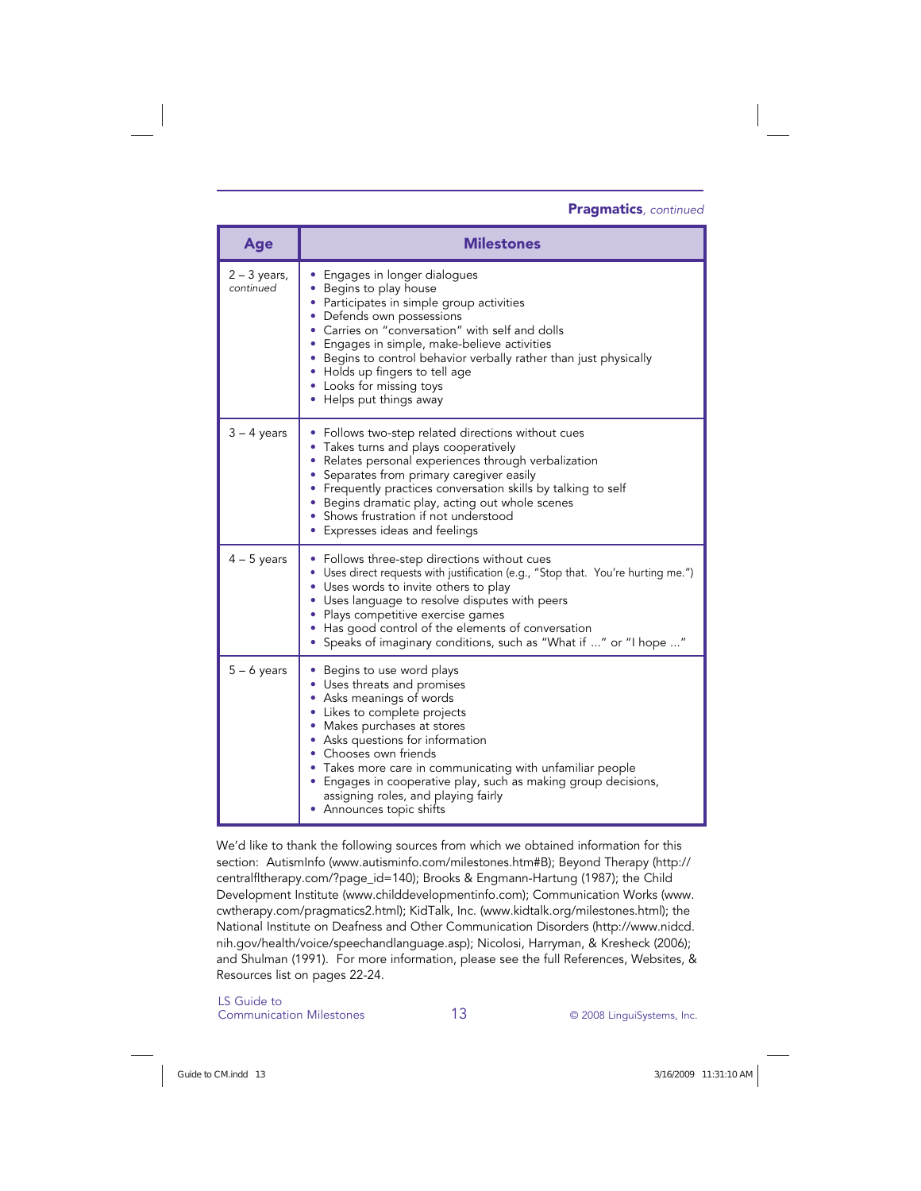**Pragmatics**, *continued*

| Age | Milestones |
| --- | --- |
| 2 – 3 years, *continued* | • Engages in longer dialogues<br>• Begins to play house<br>• Participates in simple group activities<br>• Defends own possessions<br>• Carries on "conversation" with self and dolls<br>• Engages in simple, make-believe activities<br>• Begins to control behavior verbally rather than just physically<br>• Holds up fingers to tell age<br>• Looks for missing toys<br>• Helps put things away |
| 3 – 4 years | • Follows two-step related directions without cues<br>• Takes turns and plays cooperatively<br>• Relates personal experiences through verbalization<br>• Separates from primary caregiver easily<br>• Frequently practices conversation skills by talking to self<br>• Begins dramatic play, acting out whole scenes<br>• Shows frustration if not understood<br>• Expresses ideas and feelings |
| 4 – 5 years | • Follows three-step directions without cues<br>• Uses direct requests with justification (e.g., "Stop that. You're hurting me.")<br>• Uses words to invite others to play<br>• Uses language to resolve disputes with peers<br>• Plays competitive exercise games<br>• Has good control of the elements of conversation<br>• Speaks of imaginary conditions, such as "What if ..." or "I hope ..." |
| 5 – 6 years | • Begins to use word plays<br>• Uses threats and promises<br>• Asks meanings of words<br>• Likes to complete projects<br>• Makes purchases at stores<br>• Asks questions for information<br>• Chooses own friends<br>• Takes more care in communicating with unfamiliar people<br>• Engages in cooperative play, such as making group decisions, assigning roles, and playing fairly<br>• Announces topic shifts |

We'd like to thank the following sources from which we obtained information for this section: AutismInfo (www.autisminfo.com/milestones.htm#B); Beyond Therapy (http://centralfltherapy.com/?page_id=140); Brooks & Engmann-Hartung (1987); the Child Development Institute (www.childdevelopmentinfo.com); Communication Works (www.cwtherapy.com/pragmatics2.html); KidTalk, Inc. (www.kidtalk.org/milestones.html); the National Institute on Deafness and Other Communication Disorders (http://www.nidcd.nih.gov/health/voice/speechandlanguage.asp); Nicolosi, Harryman, & Kresheck (2006); and Shulman (1991). For more information, please see the full References, Websites, & Resources list on pages 22-24.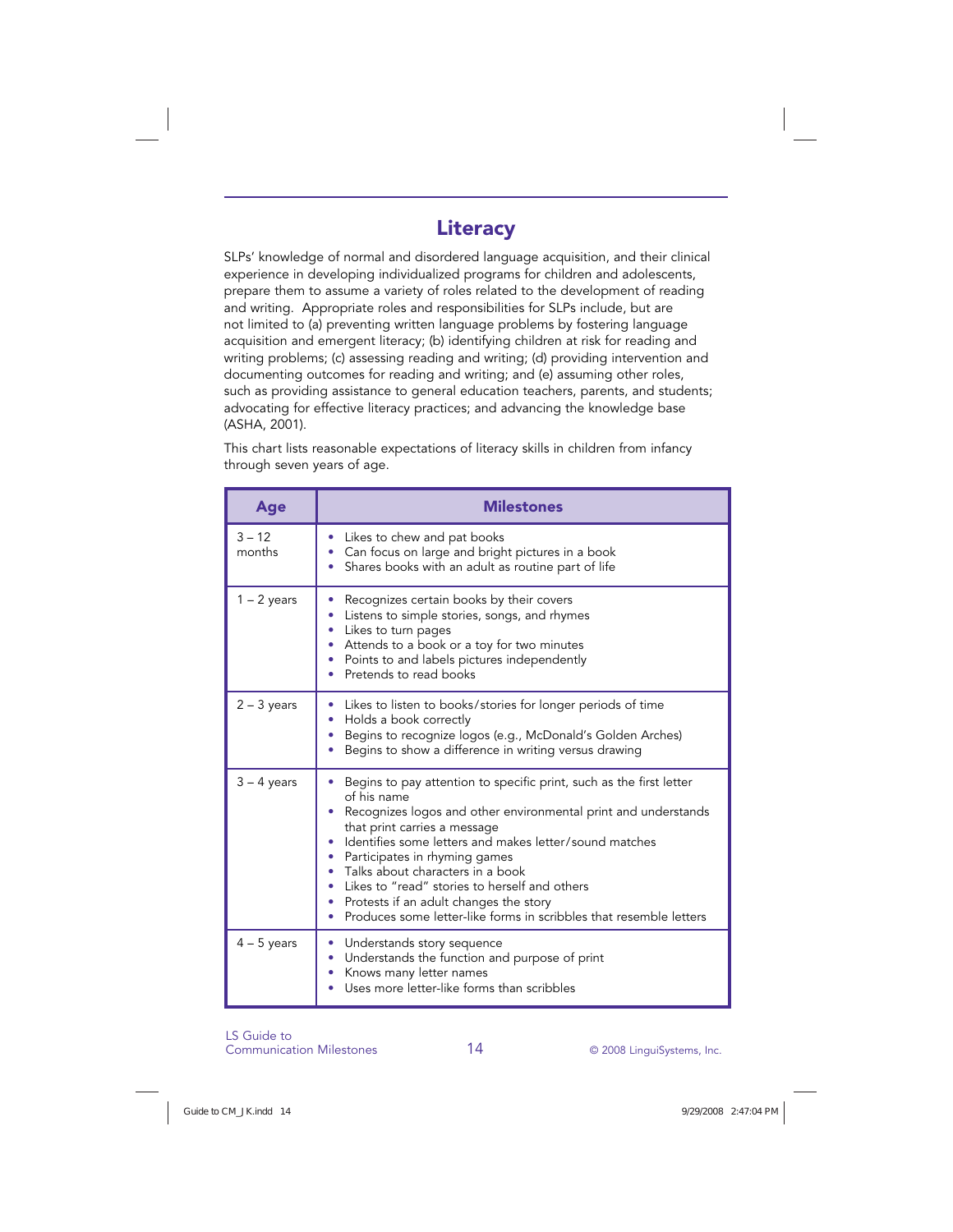## Literacy

SLPs' knowledge of normal and disordered language acquisition, and their clinical experience in developing individualized programs for children and adolescents, prepare them to assume a variety of roles related to the development of reading and writing. Appropriate roles and responsibilities for SLPs include, but are not limited to (a) preventing written language problems by fostering language acquisition and emergent literacy; (b) identifying children at risk for reading and writing problems; (c) assessing reading and writing; (d) providing intervention and documenting outcomes for reading and writing; and (e) assuming other roles, such as providing assistance to general education teachers, parents, and students; advocating for effective literacy practices; and advancing the knowledge base (ASHA, 2001).

This chart lists reasonable expectations of literacy skills in children from infancy through seven years of age.

| Age | Milestones |
|---|---|
| 3 – 12 months | • Likes to chew and pat books<br>• Can focus on large and bright pictures in a book<br>• Shares books with an adult as routine part of life |
| 1 – 2 years | • Recognizes certain books by their covers<br>• Listens to simple stories, songs, and rhymes<br>• Likes to turn pages<br>• Attends to a book or a toy for two minutes<br>• Points to and labels pictures independently<br>• Pretends to read books |
| 2 – 3 years | • Likes to listen to books/stories for longer periods of time<br>• Holds a book correctly<br>• Begins to recognize logos (e.g., McDonald's Golden Arches)<br>• Begins to show a difference in writing versus drawing |
| 3 – 4 years | • Begins to pay attention to specific print, such as the first letter of his name<br>• Recognizes logos and other environmental print and understands that print carries a message<br>• Identifies some letters and makes letter/sound matches<br>• Participates in rhyming games<br>• Talks about characters in a book<br>• Likes to "read" stories to herself and others<br>• Protests if an adult changes the story<br>• Produces some letter-like forms in scribbles that resemble letters |
| 4 – 5 years | • Understands story sequence<br>• Understands the function and purpose of print<br>• Knows many letter names<br>• Uses more letter-like forms than scribbles |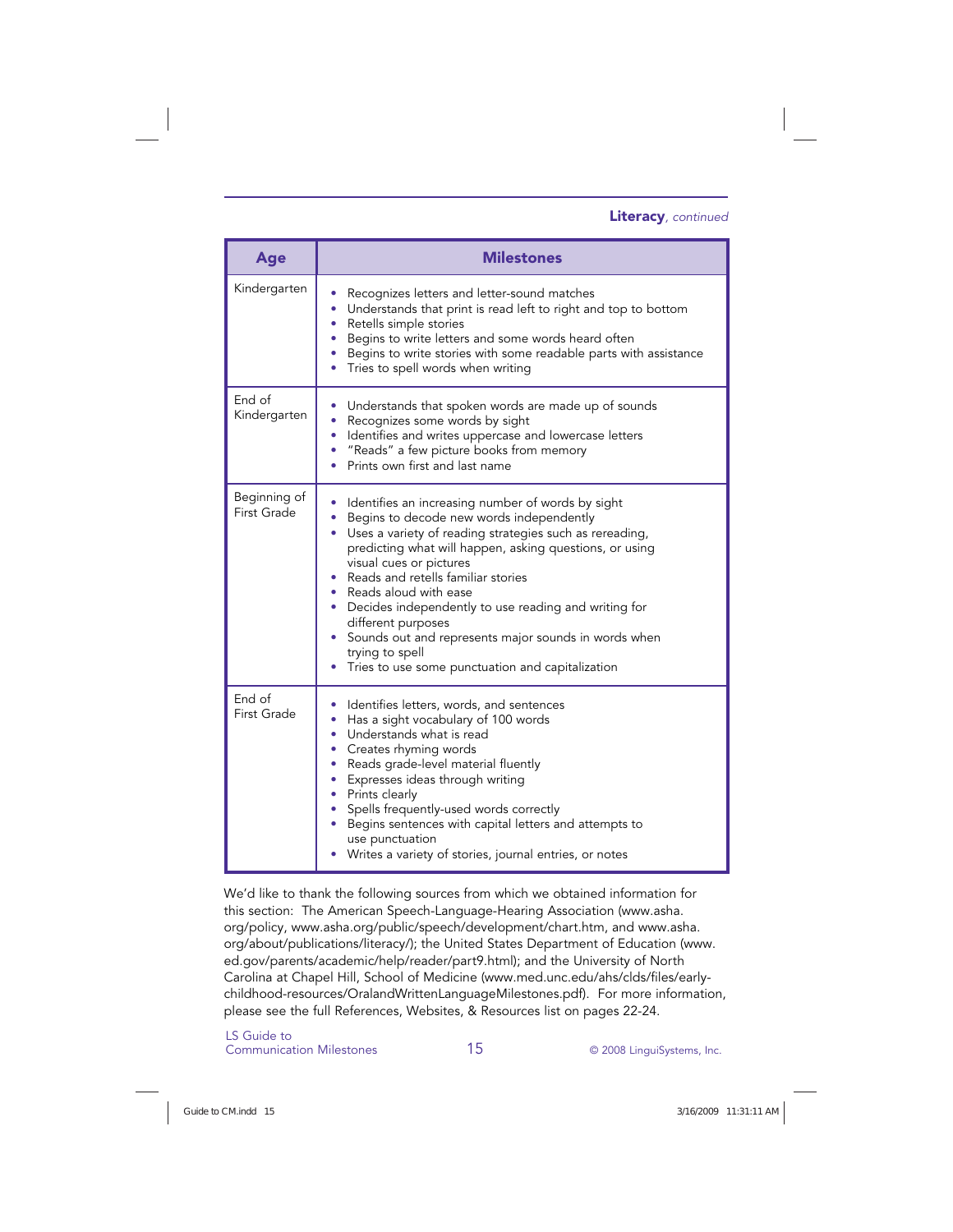**Literacy**, *continued*

| Age | Milestones |
|---|---|
| Kindergarten | • Recognizes letters and letter-sound matches<br>• Understands that print is read left to right and top to bottom<br>• Retells simple stories<br>• Begins to write letters and some words heard often<br>• Begins to write stories with some readable parts with assistance<br>• Tries to spell words when writing |
| End of Kindergarten | • Understands that spoken words are made up of sounds<br>• Recognizes some words by sight<br>• Identifies and writes uppercase and lowercase letters<br>• "Reads" a few picture books from memory<br>• Prints own first and last name |
| Beginning of First Grade | • Identifies an increasing number of words by sight<br>• Begins to decode new words independently<br>• Uses a variety of reading strategies such as rereading, predicting what will happen, asking questions, or using visual cues or pictures<br>• Reads and retells familiar stories<br>• Reads aloud with ease<br>• Decides independently to use reading and writing for different purposes<br>• Sounds out and represents major sounds in words when trying to spell<br>• Tries to use some punctuation and capitalization |
| End of First Grade | • Identifies letters, words, and sentences<br>• Has a sight vocabulary of 100 words<br>• Understands what is read<br>• Creates rhyming words<br>• Reads grade-level material fluently<br>• Expresses ideas through writing<br>• Prints clearly<br>• Spells frequently-used words correctly<br>• Begins sentences with capital letters and attempts to use punctuation<br>• Writes a variety of stories, journal entries, or notes |

We'd like to thank the following sources from which we obtained information for this section: The American Speech-Language-Hearing Association (www.asha.org/policy, www.asha.org/public/speech/development/chart.htm, and www.asha.org/about/publications/literacy/); the United States Department of Education (www.ed.gov/parents/academic/help/reader/part9.html); and the University of North Carolina at Chapel Hill, School of Medicine (www.med.unc.edu/ahs/clds/files/early-childhood-resources/OralandWrittenLanguageMilestones.pdf). For more information, please see the full References, Websites, & Resources list on pages 22-24.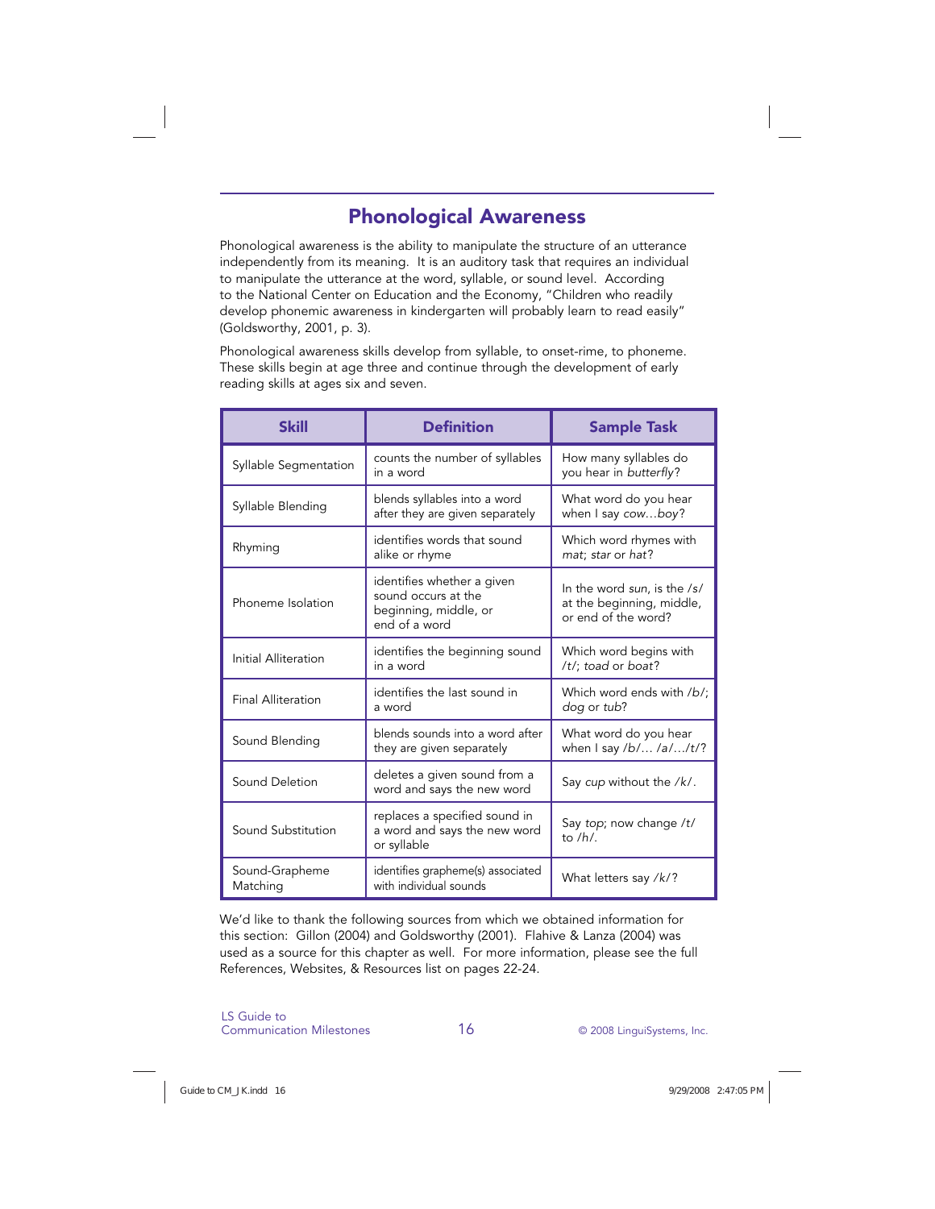# Phonological Awareness

Phonological awareness is the ability to manipulate the structure of an utterance independently from its meaning. It is an auditory task that requires an individual to manipulate the utterance at the word, syllable, or sound level. According to the National Center on Education and the Economy, "Children who readily develop phonemic awareness in kindergarten will probably learn to read easily" (Goldsworthy, 2001, p. 3).

Phonological awareness skills develop from syllable, to onset-rime, to phoneme. These skills begin at age three and continue through the development of early reading skills at ages six and seven.

| Skill | Definition | Sample Task |
|---|---|---|
| Syllable Segmentation | counts the number of syllables in a word | How many syllables do you hear in *butterfly*? |
| Syllable Blending | blends syllables into a word after they are given separately | What word do you hear when I say *cow…boy*? |
| Rhyming | identifies words that sound alike or rhyme | Which word rhymes with *mat*; *star* or *hat*? |
| Phoneme Isolation | identifies whether a given sound occurs at the beginning, middle, or end of a word | In the word *sun*, is the /s/ at the beginning, middle, or end of the word? |
| Initial Alliteration | identifies the beginning sound in a word | Which word begins with /t/; *toad* or *boat*? |
| Final Alliteration | identifies the last sound in a word | Which word ends with /b/; *dog* or *tub*? |
| Sound Blending | blends sounds into a word after they are given separately | What word do you hear when I say /b/… /a/…/t/? |
| Sound Deletion | deletes a given sound from a word and says the new word | Say *cup* without the /k/. |
| Sound Substitution | replaces a specified sound in a word and says the new word or syllable | Say *top*; now change /t/ to /h/. |
| Sound-Grapheme Matching | identifies grapheme(s) associated with individual sounds | What letters say /k/? |

We'd like to thank the following sources from which we obtained information for this section: Gillon (2004) and Goldsworthy (2001). Flahive & Lanza (2004) was used as a source for this chapter as well. For more information, please see the full References, Websites, & Resources list on pages 22-24.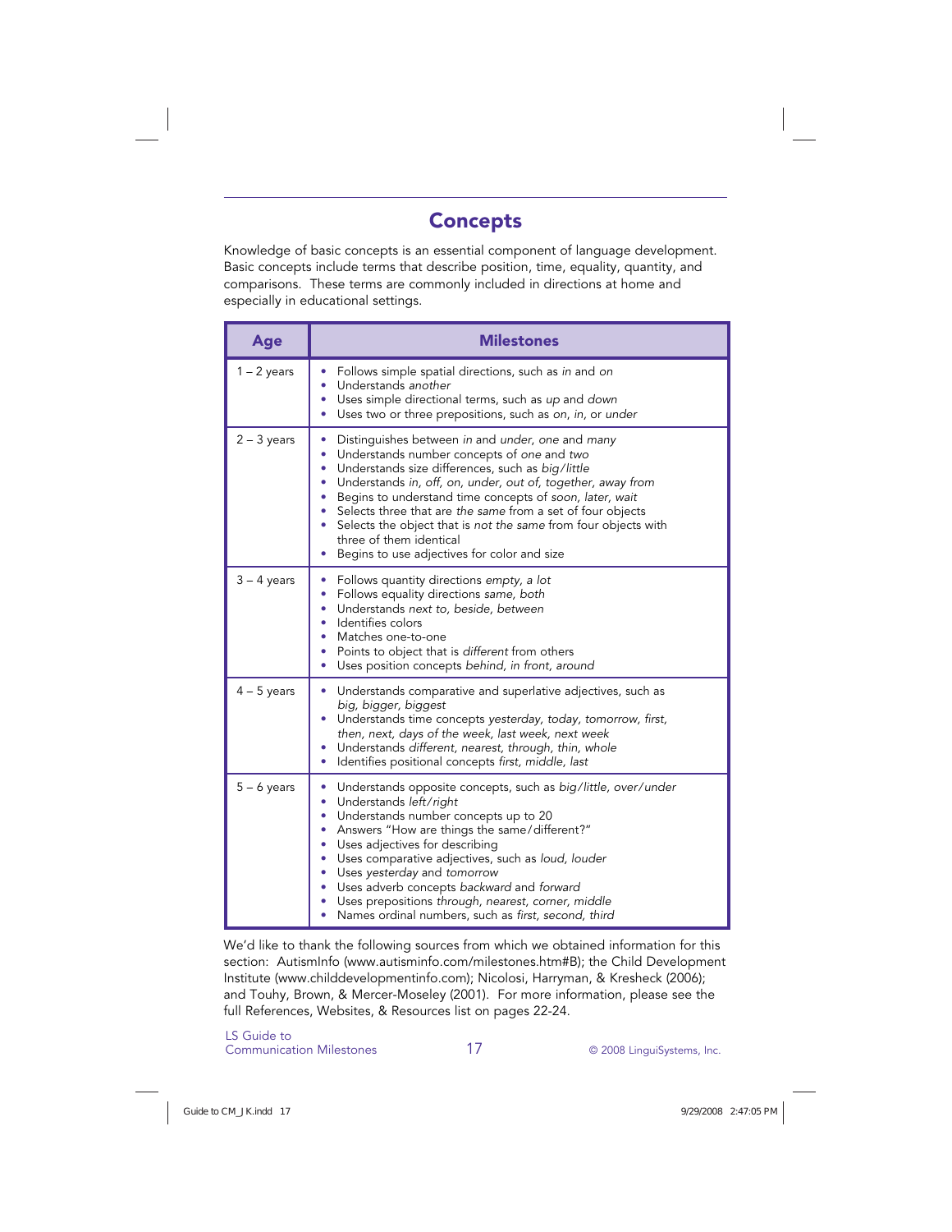## Concepts

Knowledge of basic concepts is an essential component of language development. Basic concepts include terms that describe position, time, equality, quantity, and comparisons. These terms are commonly included in directions at home and especially in educational settings.

| Age | Milestones |
|---|---|
| 1 – 2 years | • Follows simple spatial directions, such as *in* and *on*<br>• Understands *another*<br>• Uses simple directional terms, such as *up* and *down*<br>• Uses two or three prepositions, such as *on, in,* or *under* |
| 2 – 3 years | • Distinguishes between *in* and *under, one* and *many*<br>• Understands number concepts of *one* and *two*<br>• Understands size differences, such as *big/little*<br>• Understands *in, off, on, under, out of, together, away from*<br>• Begins to understand time concepts of *soon, later, wait*<br>• Selects three that are *the same* from a set of four objects<br>• Selects the object that is *not the same* from four objects with three of them identical<br>• Begins to use adjectives for color and size |
| 3 – 4 years | • Follows quantity directions *empty, a lot*<br>• Follows equality directions *same, both*<br>• Understands *next to, beside, between*<br>• Identifies colors<br>• Matches one-to-one<br>• Points to object that is *different* from others<br>• Uses position concepts *behind, in front, around* |
| 4 – 5 years | • Understands comparative and superlative adjectives, such as *big, bigger, biggest*<br>• Understands time concepts *yesterday, today, tomorrow, first, then, next, days of the week, last week, next week*<br>• Understands *different, nearest, through, thin, whole*<br>• Identifies positional concepts *first, middle, last* |
| 5 – 6 years | • Understands opposite concepts, such as *big/little, over/under*<br>• Understands *left/right*<br>• Understands number concepts up to 20<br>• Answers "How are things the same/different?"<br>• Uses adjectives for describing<br>• Uses comparative adjectives, such as *loud, louder*<br>• Uses *yesterday* and *tomorrow*<br>• Uses adverb concepts *backward* and *forward*<br>• Uses prepositions *through, nearest, corner, middle*<br>• Names ordinal numbers, such as *first, second, third* |

We'd like to thank the following sources from which we obtained information for this section: AutismInfo (www.autisminfo.com/milestones.htm#B); the Child Development Institute (www.childdevelopmentinfo.com); Nicolosi, Harryman, & Kresheck (2006); and Touhy, Brown, & Mercer-Moseley (2001). For more information, please see the full References, Websites, & Resources list on pages 22-24.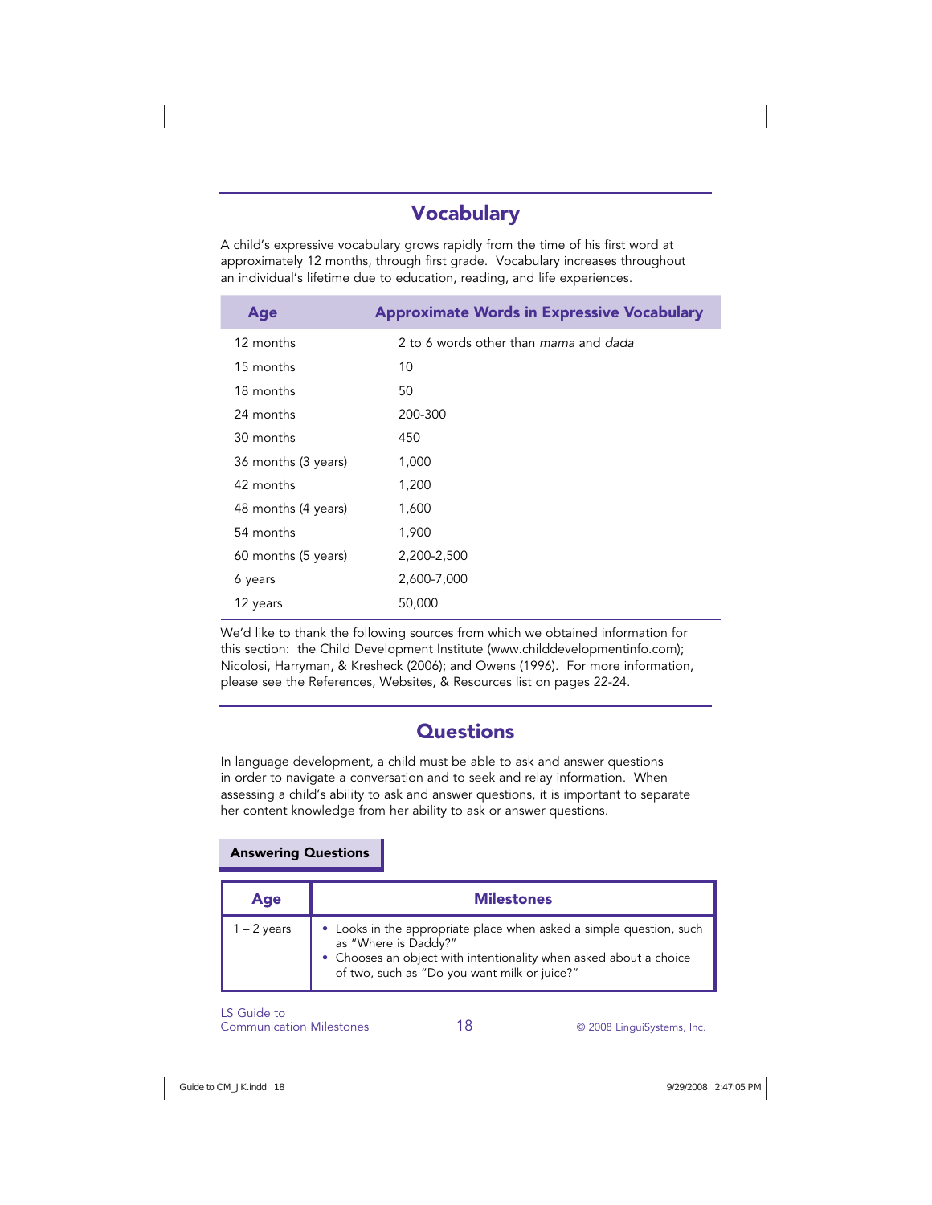## Vocabulary

A child's expressive vocabulary grows rapidly from the time of his first word at approximately 12 months, through first grade. Vocabulary increases throughout an individual's lifetime due to education, reading, and life experiences.

| Age | Approximate Words in Expressive Vocabulary |
|---|---|
| 12 months | 2 to 6 words other than *mama* and *dada* |
| 15 months | 10 |
| 18 months | 50 |
| 24 months | 200-300 |
| 30 months | 450 |
| 36 months (3 years) | 1,000 |
| 42 months | 1,200 |
| 48 months (4 years) | 1,600 |
| 54 months | 1,900 |
| 60 months (5 years) | 2,200-2,500 |
| 6 years | 2,600-7,000 |
| 12 years | 50,000 |

We'd like to thank the following sources from which we obtained information for this section: the Child Development Institute (www.childdevelopmentinfo.com); Nicolosi, Harryman, & Kresheck (2006); and Owens (1996). For more information, please see the References, Websites, & Resources list on pages 22-24.

## Questions

In language development, a child must be able to ask and answer questions in order to navigate a conversation and to seek and relay information. When assessing a child's ability to ask and answer questions, it is important to separate her content knowledge from her ability to ask or answer questions.

### Answering Questions

| Age | Milestones |
|---|---|
| 1 – 2 years | • Looks in the appropriate place when asked a simple question, such as "Where is Daddy?"<br>• Chooses an object with intentionality when asked about a choice of two, such as "Do you want milk or juice?" |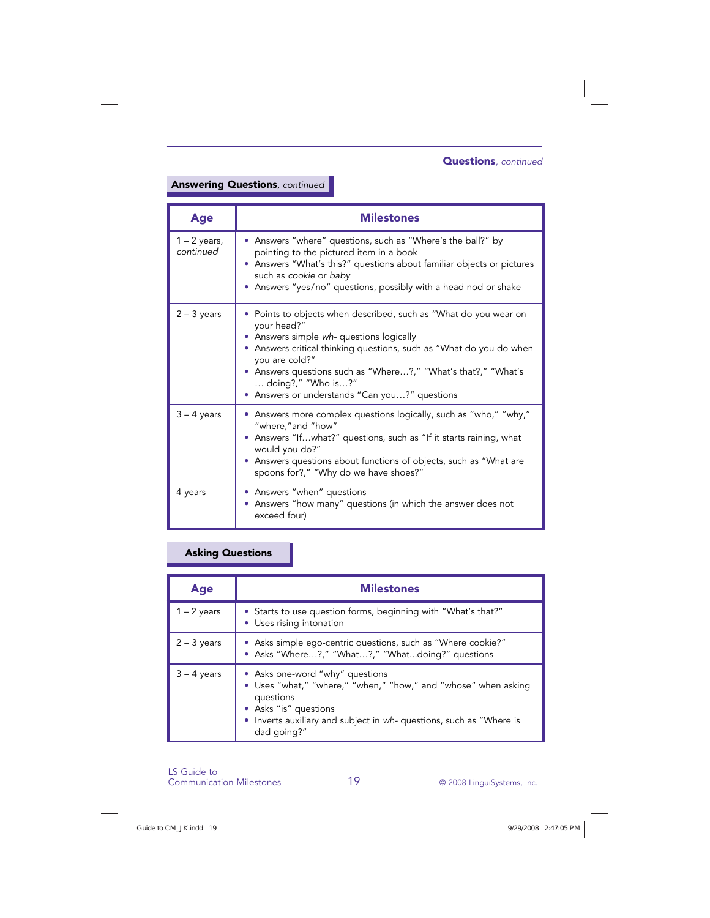**Questions**, *continued*

## Answering Questions, *continued*

| Age | Milestones |
|---|---|
| 1 – 2 years, *continued* | • Answers "where" questions, such as "Where's the ball?" by pointing to the pictured item in a book<br>• Answers "What's this?" questions about familiar objects or pictures such as *cookie* or *baby*<br>• Answers "yes/no" questions, possibly with a head nod or shake |
| 2 – 3 years | • Points to objects when described, such as "What do you wear on your head?"<br>• Answers simple *wh-* questions logically<br>• Answers critical thinking questions, such as "What do you do when you are cold?"<br>• Answers questions such as "Where…?," "What's that?," "What's … doing?," "Who is…?"<br>• Answers or understands "Can you…?" questions |
| 3 – 4 years | • Answers more complex questions logically, such as "who," "why," "where,"and "how"<br>• Answers "If…what?" questions, such as "If it starts raining, what would you do?"<br>• Answers questions about functions of objects, such as "What are spoons for?," "Why do we have shoes?" |
| 4 years | • Answers "when" questions<br>• Answers "how many" questions (in which the answer does not exceed four) |

## Asking Questions

| Age | Milestones |
|---|---|
| 1 – 2 years | • Starts to use question forms, beginning with "What's that?"<br>• Uses rising intonation |
| 2 – 3 years | • Asks simple ego-centric questions, such as "Where cookie?"<br>• Asks "Where…?," "What…?," "What...doing?" questions |
| 3 – 4 years | • Asks one-word "why" questions<br>• Uses "what," "where," "when," "how," and "whose" when asking questions<br>• Asks "is" questions<br>• Inverts auxiliary and subject in *wh-* questions, such as "Where is dad going?" |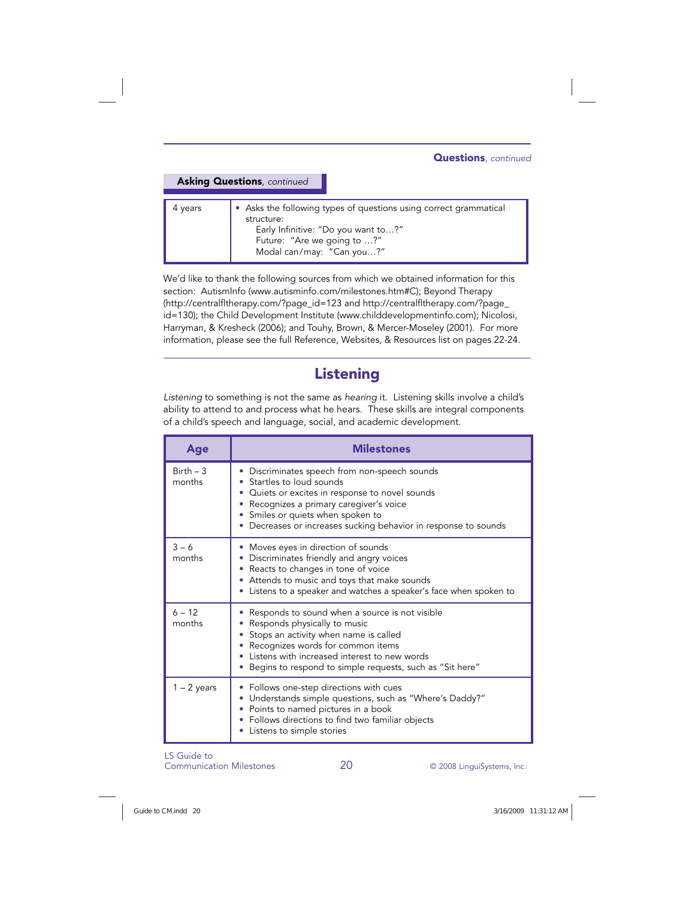**Questions**, *continued*

**Asking Questions**, *continued*

| | |
|---|---|
| 4 years | • Asks the following types of questions using correct grammatical structure:<br>Early Infinitive: "Do you want to…?"<br>Future: "Are we going to …?"<br>Modal can/may: "Can you…?" |

We'd like to thank the following sources from which we obtained information for this section: AutismInfo (www.autisminfo.com/milestones.htm#C); Beyond Therapy (http://centralfltherapy.com/?page_id=123 and http://centralfltherapy.com/?page_id=130); the Child Development Institute (www.childdevelopmentinfo.com); Nicolosi, Harryman, & Kresheck (2006); and Touhy, Brown, & Mercer-Moseley (2001). For more information, please see the full Reference, Websites, & Resources list on pages 22-24.

## Listening

*Listening* to something is not the same as *hearing* it. Listening skills involve a child's ability to attend to and process what he hears. These skills are integral components of a child's speech and language, social, and academic development.

| Age | Milestones |
|---|---|
| Birth – 3 months | • Discriminates speech from non-speech sounds<br>• Startles to loud sounds<br>• Quiets or excites in response to novel sounds<br>• Recognizes a primary caregiver's voice<br>• Smiles or quiets when spoken to<br>• Decreases or increases sucking behavior in response to sounds |
| 3 – 6 months | • Moves eyes in direction of sounds<br>• Discriminates friendly and angry voices<br>• Reacts to changes in tone of voice<br>• Attends to music and toys that make sounds<br>• Listens to a speaker and watches a speaker's face when spoken to |
| 6 – 12 months | • Responds to sound when a source is not visible<br>• Responds physically to music<br>• Stops an activity when name is called<br>• Recognizes words for common items<br>• Listens with increased interest to new words<br>• Begins to respond to simple requests, such as "Sit here" |
| 1 – 2 years | • Follows one-step directions with cues<br>• Understands simple questions, such as "Where's Daddy?"<br>• Points to named pictures in a book<br>• Follows directions to find two familiar objects<br>• Listens to simple stories |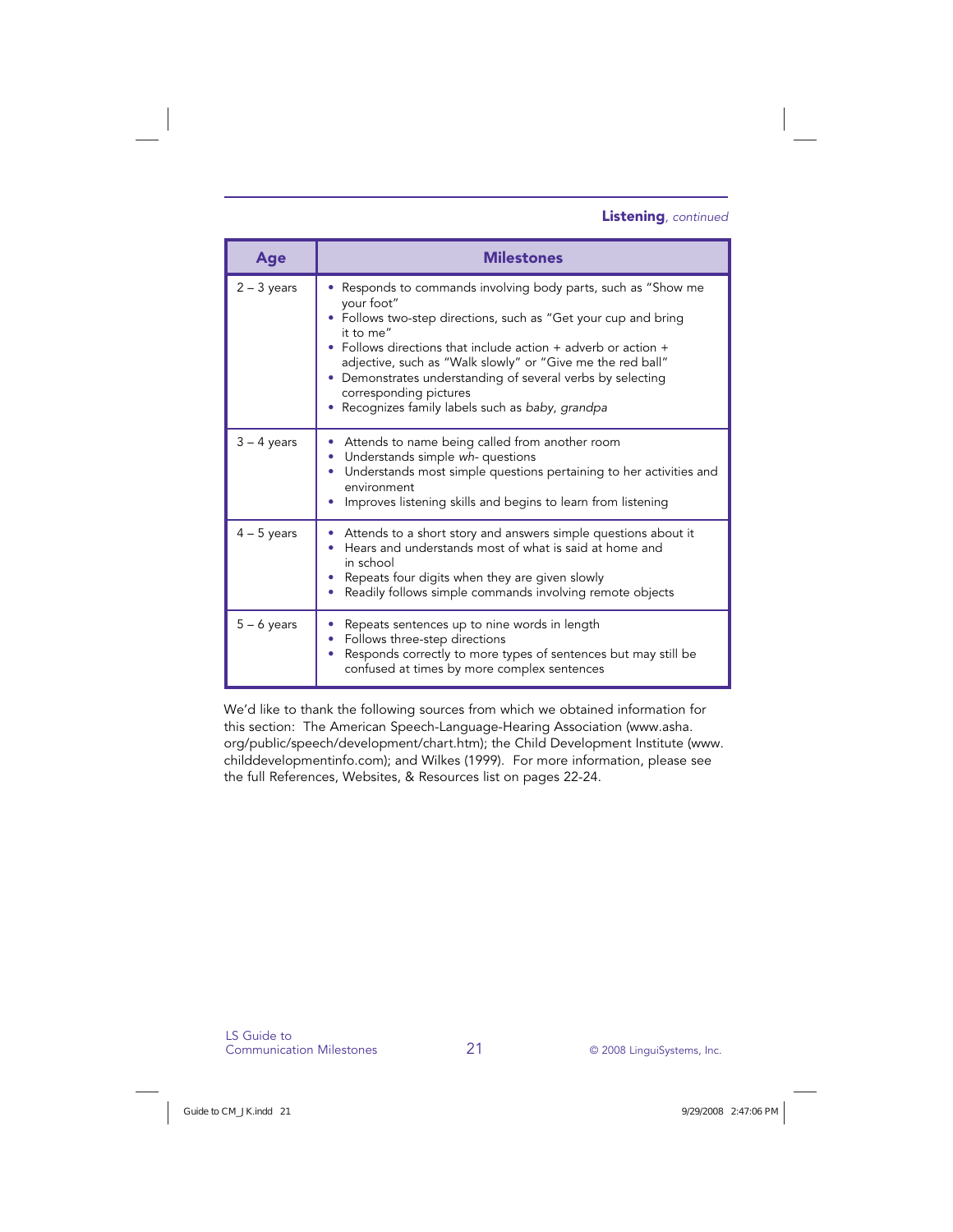**Listening**, *continued*

| Age | Milestones |
|---|---|
| 2 – 3 years | • Responds to commands involving body parts, such as "Show me your foot"<br>• Follows two-step directions, such as "Get your cup and bring it to me"<br>• Follows directions that include action + adverb or action + adjective, such as "Walk slowly" or "Give me the red ball"<br>• Demonstrates understanding of several verbs by selecting corresponding pictures<br>• Recognizes family labels such as *baby*, *grandpa* |
| 3 – 4 years | • Attends to name being called from another room<br>• Understands simple *wh-* questions<br>• Understands most simple questions pertaining to her activities and environment<br>• Improves listening skills and begins to learn from listening |
| 4 – 5 years | • Attends to a short story and answers simple questions about it<br>• Hears and understands most of what is said at home and in school<br>• Repeats four digits when they are given slowly<br>• Readily follows simple commands involving remote objects |
| 5 – 6 years | • Repeats sentences up to nine words in length<br>• Follows three-step directions<br>• Responds correctly to more types of sentences but may still be confused at times by more complex sentences |

We'd like to thank the following sources from which we obtained information for this section: The American Speech-Language-Hearing Association (www.asha.org/public/speech/development/chart.htm); the Child Development Institute (www.childdevelopmentinfo.com); and Wilkes (1999). For more information, please see the full References, Websites, & Resources list on pages 22-24.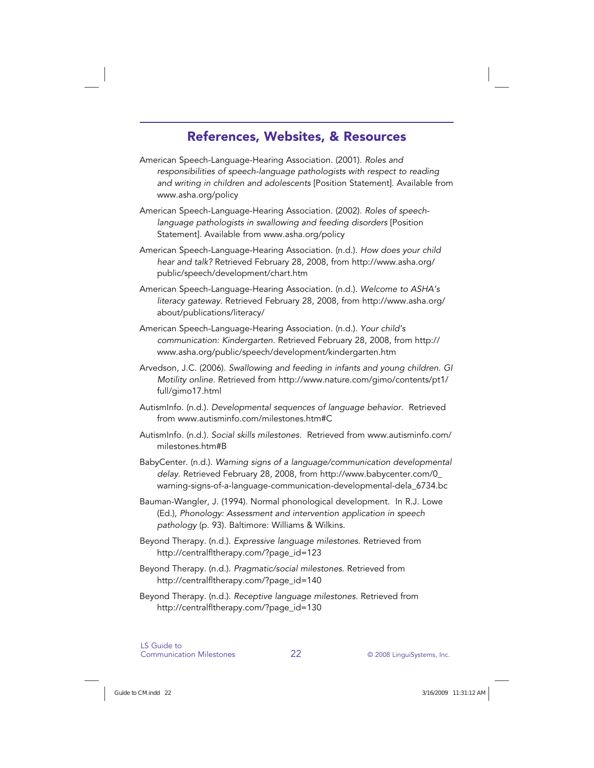## References, Websites, & Resources

American Speech-Language-Hearing Association. (2001). *Roles and responsibilities of speech-language pathologists with respect to reading and writing in children and adolescents* [Position Statement]. Available from www.asha.org/policy

American Speech-Language-Hearing Association. (2002). *Roles of speech-language pathologists in swallowing and feeding disorders* [Position Statement]. Available from www.asha.org/policy

American Speech-Language-Hearing Association. (n.d.). *How does your child hear and talk?* Retrieved February 28, 2008, from http://www.asha.org/public/speech/development/chart.htm

American Speech-Language-Hearing Association. (n.d.). *Welcome to ASHA's literacy gateway.* Retrieved February 28, 2008, from http://www.asha.org/about/publications/literacy/

American Speech-Language-Hearing Association. (n.d.). *Your child's communication: Kindergarten.* Retrieved February 28, 2008, from http://www.asha.org/public/speech/development/kindergarten.htm

Arvedson, J.C. (2006). *Swallowing and feeding in infants and young children. GI Motility online.* Retrieved from http://www.nature.com/gimo/contents/pt1/full/gimo17.html

AutismInfo. (n.d.). *Developmental sequences of language behavior.* Retrieved from www.autisminfo.com/milestones.htm#C

AutismInfo. (n.d.). *Social skills milestones.* Retrieved from www.autisminfo.com/milestones.htm#B

BabyCenter. (n.d.). *Warning signs of a language/communication developmental delay.* Retrieved February 28, 2008, from http://www.babycenter.com/0_warning-signs-of-a-language-communication-developmental-dela_6734.bc

Bauman-Wangler, J. (1994). Normal phonological development. In R.J. Lowe (Ed.), *Phonology: Assessment and intervention application in speech pathology* (p. 93). Baltimore: Williams & Wilkins.

Beyond Therapy. (n.d.). *Expressive language milestones.* Retrieved from http://centralfltherapy.com/?page_id=123

Beyond Therapy. (n.d.). *Pragmatic/social milestones.* Retrieved from http://centralfltherapy.com/?page_id=140

Beyond Therapy. (n.d.). *Receptive language milestones.* Retrieved from http://centralfltherapy.com/?page_id=130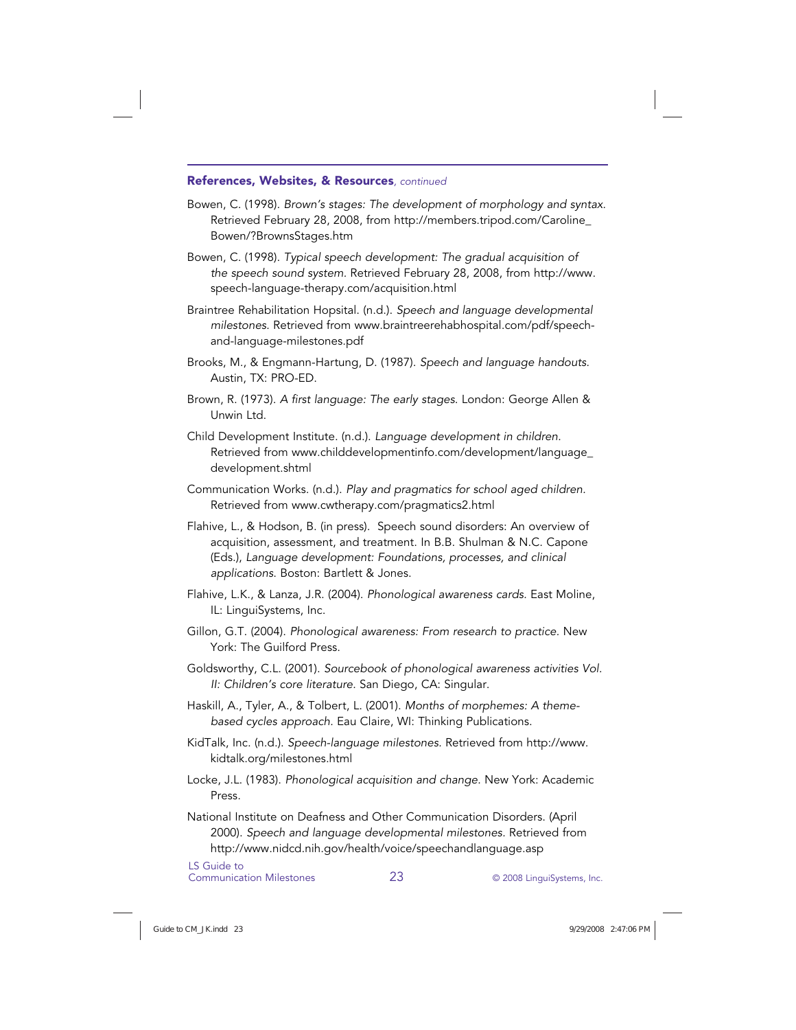## **References, Websites, & Resources**, *continued*

Bowen, C. (1998). *Brown's stages: The development of morphology and syntax*. Retrieved February 28, 2008, from http://members.tripod.com/Caroline_Bowen/?BrownsStages.htm

Bowen, C. (1998). *Typical speech development: The gradual acquisition of the speech sound system*. Retrieved February 28, 2008, from http://www.speech-language-therapy.com/acquisition.html

Braintree Rehabilitation Hopsital. (n.d.). *Speech and language developmental milestones*. Retrieved from www.braintreerehabhospital.com/pdf/speech-and-language-milestones.pdf

Brooks, M., & Engmann-Hartung, D. (1987). *Speech and language handouts*. Austin, TX: PRO-ED.

Brown, R. (1973). *A first language: The early stages*. London: George Allen & Unwin Ltd.

Child Development Institute. (n.d.). *Language development in children*. Retrieved from www.childdevelopmentinfo.com/development/language_development.shtml

Communication Works. (n.d.). *Play and pragmatics for school aged children*. Retrieved from www.cwtherapy.com/pragmatics2.html

Flahive, L., & Hodson, B. (in press). Speech sound disorders: An overview of acquisition, assessment, and treatment. In B.B. Shulman & N.C. Capone (Eds.), *Language development: Foundations, processes, and clinical applications*. Boston: Bartlett & Jones.

Flahive, L.K., & Lanza, J.R. (2004). *Phonological awareness cards*. East Moline, IL: LinguiSystems, Inc.

Gillon, G.T. (2004). *Phonological awareness: From research to practice*. New York: The Guilford Press.

Goldsworthy, C.L. (2001). *Sourcebook of phonological awareness activities Vol. II: Children's core literature*. San Diego, CA: Singular.

Haskill, A., Tyler, A., & Tolbert, L. (2001). *Months of morphemes: A theme-based cycles approach*. Eau Claire, WI: Thinking Publications.

KidTalk, Inc. (n.d.). *Speech-language milestones*. Retrieved from http://www.kidtalk.org/milestones.html

Locke, J.L. (1983). *Phonological acquisition and change*. New York: Academic Press.

National Institute on Deafness and Other Communication Disorders. (April 2000). *Speech and language developmental milestones*. Retrieved from http://www.nidcd.nih.gov/health/voice/speechandlanguage.asp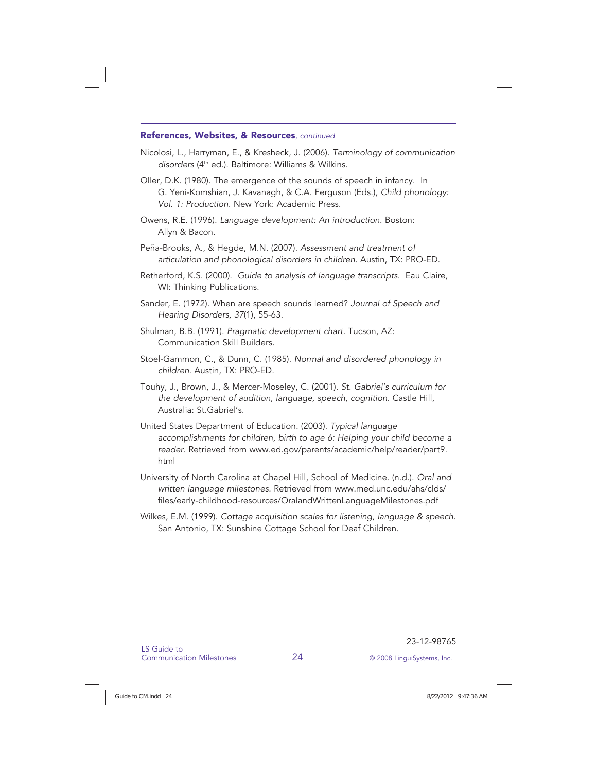## **References, Websites, & Resources**, *continued*

Nicolosi, L., Harryman, E., & Kresheck, J. (2006). *Terminology of communication disorders* (4th ed.). Baltimore: Williams & Wilkins.

Oller, D.K. (1980). The emergence of the sounds of speech in infancy. In G. Yeni-Komshian, J. Kavanagh, & C.A. Ferguson (Eds.), *Child phonology: Vol. 1: Production.* New York: Academic Press.

Owens, R.E. (1996). *Language development: An introduction.* Boston: Allyn & Bacon.

Peña-Brooks, A., & Hegde, M.N. (2007). *Assessment and treatment of articulation and phonological disorders in children.* Austin, TX: PRO-ED.

Retherford, K.S. (2000). *Guide to analysis of language transcripts.* Eau Claire, WI: Thinking Publications.

Sander, E. (1972). When are speech sounds learned? *Journal of Speech and Hearing Disorders, 37*(1), 55-63.

Shulman, B.B. (1991). *Pragmatic development chart.* Tucson, AZ: Communication Skill Builders.

Stoel-Gammon, C., & Dunn, C. (1985). *Normal and disordered phonology in children.* Austin, TX: PRO-ED.

Touhy, J., Brown, J., & Mercer-Moseley, C. (2001). *St. Gabriel's curriculum for the development of audition, language, speech, cognition.* Castle Hill, Australia: St.Gabriel's.

United States Department of Education. (2003). *Typical language accomplishments for children, birth to age 6: Helping your child become a reader.* Retrieved from www.ed.gov/parents/academic/help/reader/part9.html

University of North Carolina at Chapel Hill, School of Medicine. (n.d.). *Oral and written language milestones.* Retrieved from www.med.unc.edu/ahs/clds/files/early-childhood-resources/OralandWrittenLanguageMilestones.pdf

Wilkes, E.M. (1999). *Cottage acquisition scales for listening, language & speech.* San Antonio, TX: Sunshine Cottage School for Deaf Children.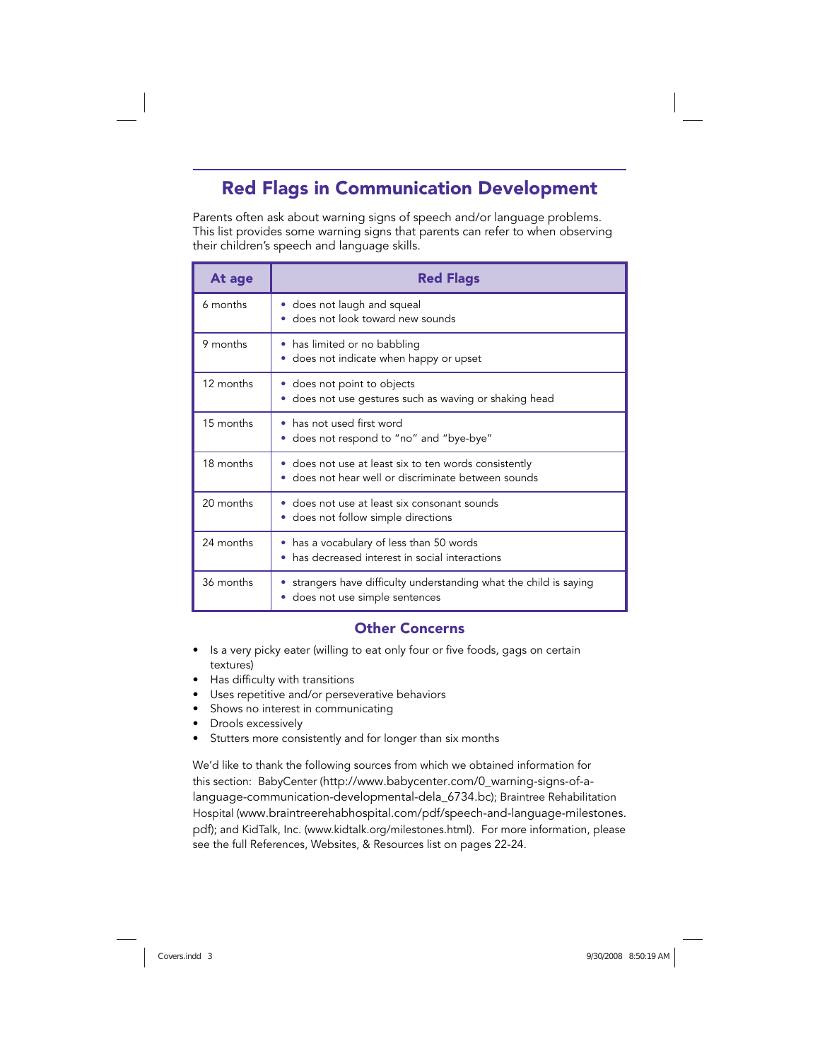## Red Flags in Communication Development

Parents often ask about warning signs of speech and/or language problems. This list provides some warning signs that parents can refer to when observing their children's speech and language skills.

| At age | Red Flags |
|---|---|
| 6 months | • does not laugh and squeal<br>• does not look toward new sounds |
| 9 months | • has limited or no babbling<br>• does not indicate when happy or upset |
| 12 months | • does not point to objects<br>• does not use gestures such as waving or shaking head |
| 15 months | • has not used first word<br>• does not respond to "no" and "bye-bye" |
| 18 months | • does not use at least six to ten words consistently<br>• does not hear well or discriminate between sounds |
| 20 months | • does not use at least six consonant sounds<br>• does not follow simple directions |
| 24 months | • has a vocabulary of less than 50 words<br>• has decreased interest in social interactions |
| 36 months | • strangers have difficulty understanding what the child is saying<br>• does not use simple sentences |

### Other Concerns

- Is a very picky eater (willing to eat only four or five foods, gags on certain textures)
- Has difficulty with transitions
- Uses repetitive and/or perseverative behaviors
- Shows no interest in communicating
- Drools excessively
- Stutters more consistently and for longer than six months

We'd like to thank the following sources from which we obtained information for this section: BabyCenter (http://www.babycenter.com/0_warning-signs-of-a-language-communication-developmental-dela_6734.bc); Braintree Rehabilitation Hospital (www.braintreerehabhospital.com/pdf/speech-and-language-milestones.pdf); and KidTalk, Inc. (www.kidtalk.org/milestones.html). For more information, please see the full References, Websites, & Resources list on pages 22-24.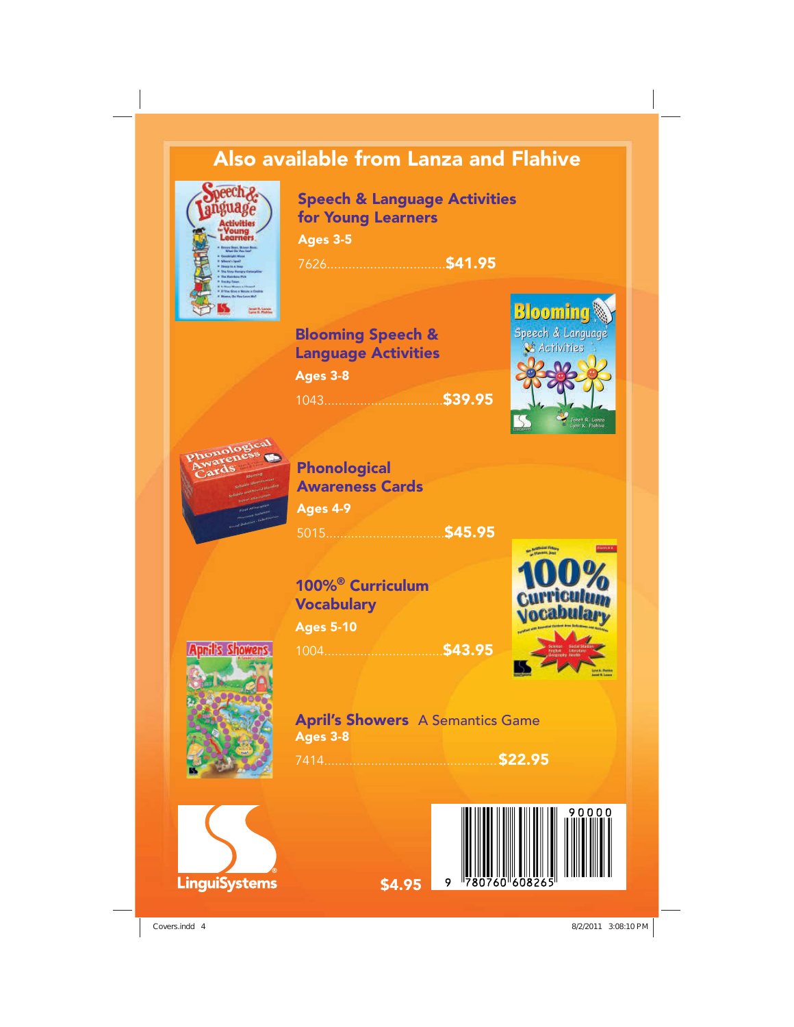# Also available from Lanza and Flahive

**Speech & Language Activities for Young Learners**

**Ages 3-5**

7626................................**$41.95**

**Blooming Speech & Language Activities**

**Ages 3-8**

1043................................**$39.95**

**Phonological Awareness Cards**

**Ages 4-9**

5015................................**$45.95**

**100%® Curriculum Vocabulary**

**Ages 5-10**

1004................................**$43.95**

**April's Showers** A Semantics Game

**Ages 3-8**

7414..............................................**$22.95**

LinguiSystems

**$4.95**

9 780760 608265 90000